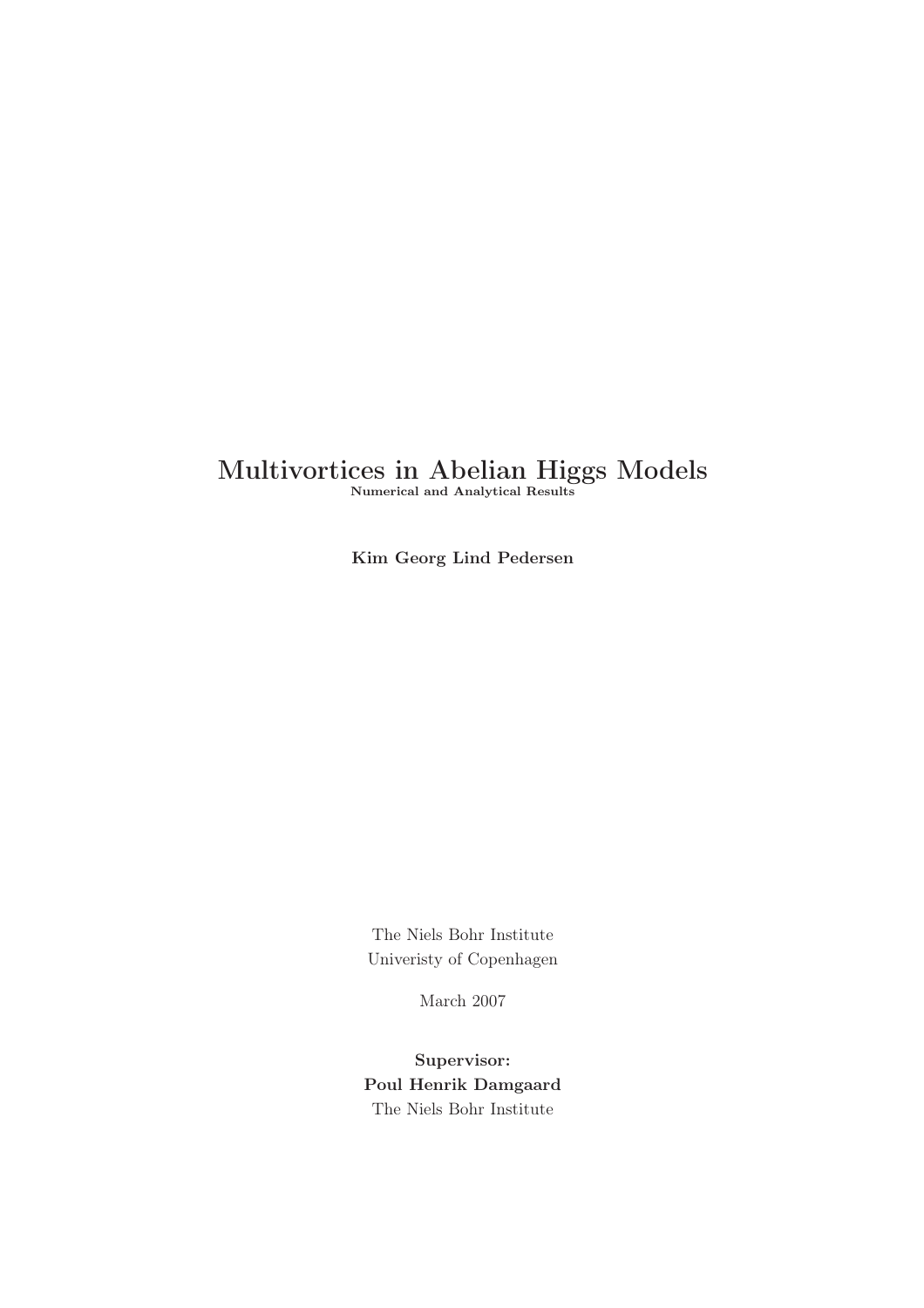# Multivortices in Abelian Higgs Models

**Numerical and Analytical Results**

**Kim Georg Lind Pedersen**

The Niels Bohr Institute
Univeristy of Copenhagen

March 2007

**Supervisor:**
**Poul Henrik Damgaard**
The Niels Bohr Institute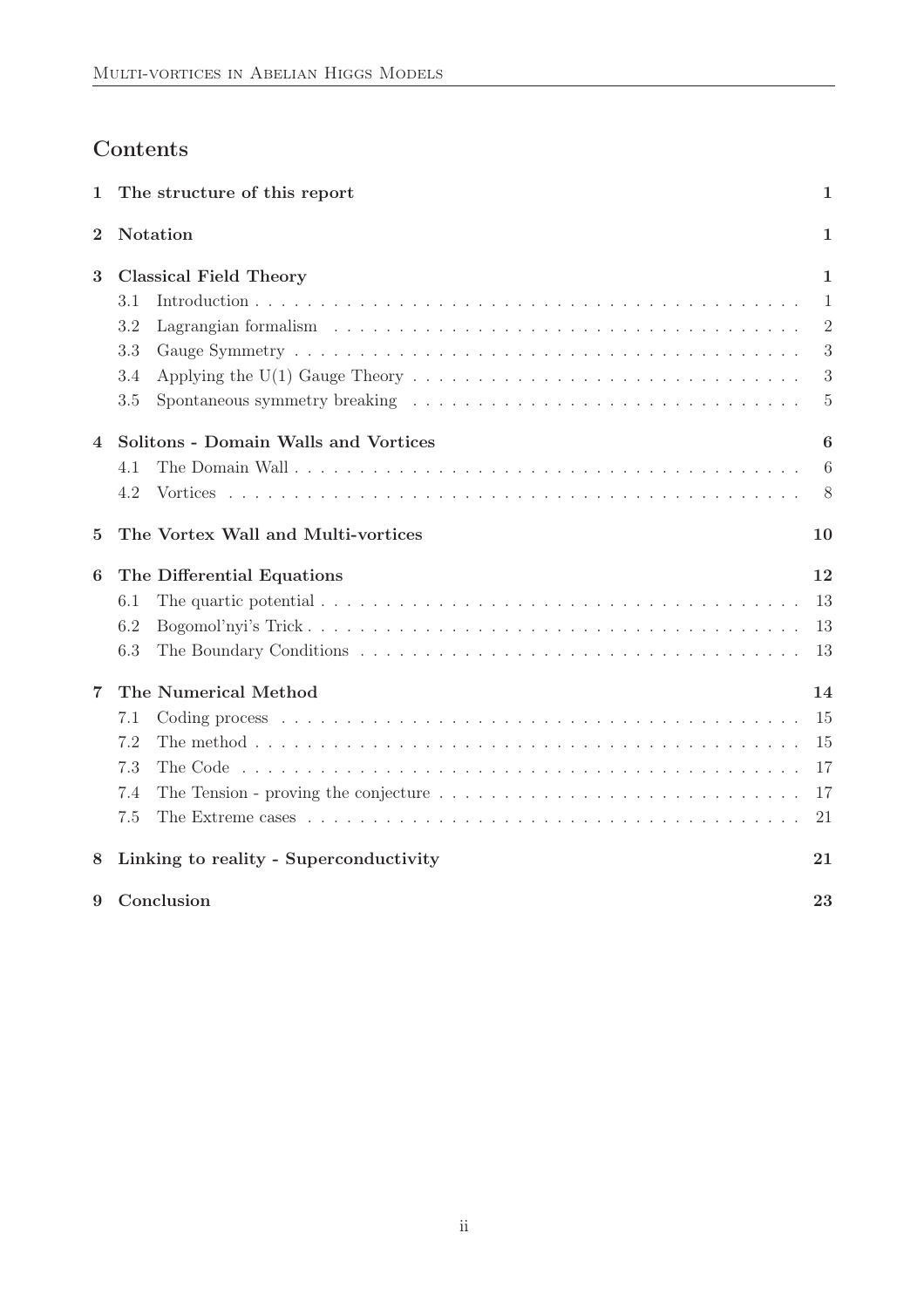## Contents

| | | |
|---|---|---|
| **1** | **The structure of this report** | **1** |
| **2** | **Notation** | **1** |
| **3** | **Classical Field Theory** | **1** |
| | 3.1 Introduction | 1 |
| | 3.2 Lagrangian formalism | 2 |
| | 3.3 Gauge Symmetry | 3 |
| | 3.4 Applying the U(1) Gauge Theory | 3 |
| | 3.5 Spontaneous symmetry breaking | 5 |
| **4** | **Solitons - Domain Walls and Vortices** | **6** |
| | 4.1 The Domain Wall | 6 |
| | 4.2 Vortices | 8 |
| **5** | **The Vortex Wall and Multi-vortices** | **10** |
| **6** | **The Differential Equations** | **12** |
| | 6.1 The quartic potential | 13 |
| | 6.2 Bogomol'nyi's Trick | 13 |
| | 6.3 The Boundary Conditions | 13 |
| **7** | **The Numerical Method** | **14** |
| | 7.1 Coding process | 15 |
| | 7.2 The method | 15 |
| | 7.3 The Code | 17 |
| | 7.4 The Tension - proving the conjecture | 17 |
| | 7.5 The Extreme cases | 21 |
| **8** | **Linking to reality - Superconductivity** | **21** |
| **9** | **Conclusion** | **23** |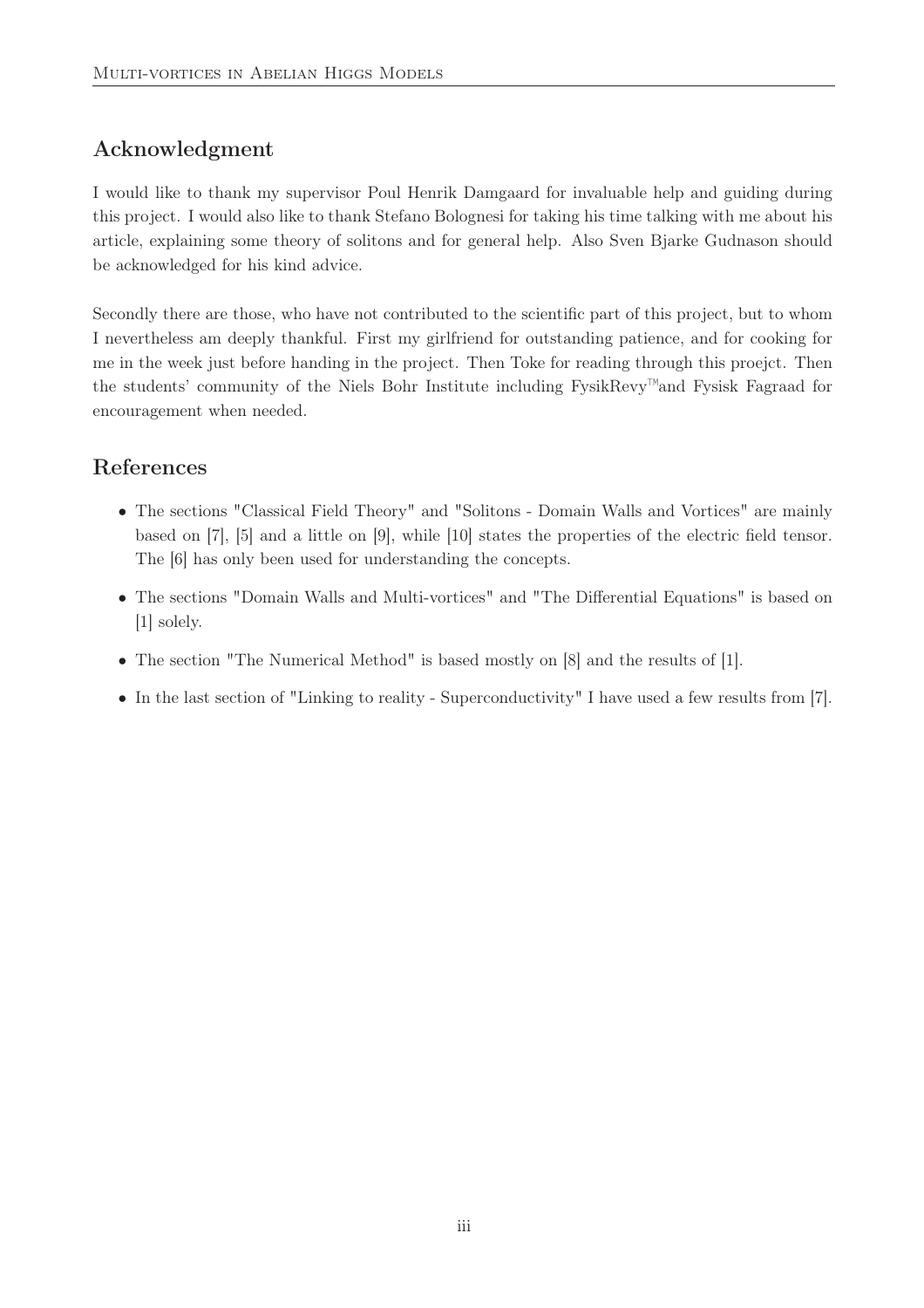## Acknowledgment

I would like to thank my supervisor Poul Henrik Damgaard for invaluable help and guiding during this project. I would also like to thank Stefano Bolognesi for taking his time talking with me about his article, explaining some theory of solitons and for general help. Also Sven Bjarke Gudnason should be acknowledged for his kind advice.

Secondly there are those, who have not contributed to the scientific part of this project, but to whom I nevertheless am deeply thankful. First my girlfriend for outstanding patience, and for cooking for me in the week just before handing in the project. Then Toke for reading through this proejct. Then the students' community of the Niels Bohr Institute including FysikRevy™and Fysisk Fagraad for encouragement when needed.

## References

- The sections "Classical Field Theory" and "Solitons - Domain Walls and Vortices" are mainly based on [7], [5] and a little on [9], while [10] states the properties of the electric field tensor. The [6] has only been used for understanding the concepts.
- The sections "Domain Walls and Multi-vortices" and "The Differential Equations" is based on [1] solely.
- The section "The Numerical Method" is based mostly on [8] and the results of [1].
- In the last section of "Linking to reality - Superconductivity" I have used a few results from [7].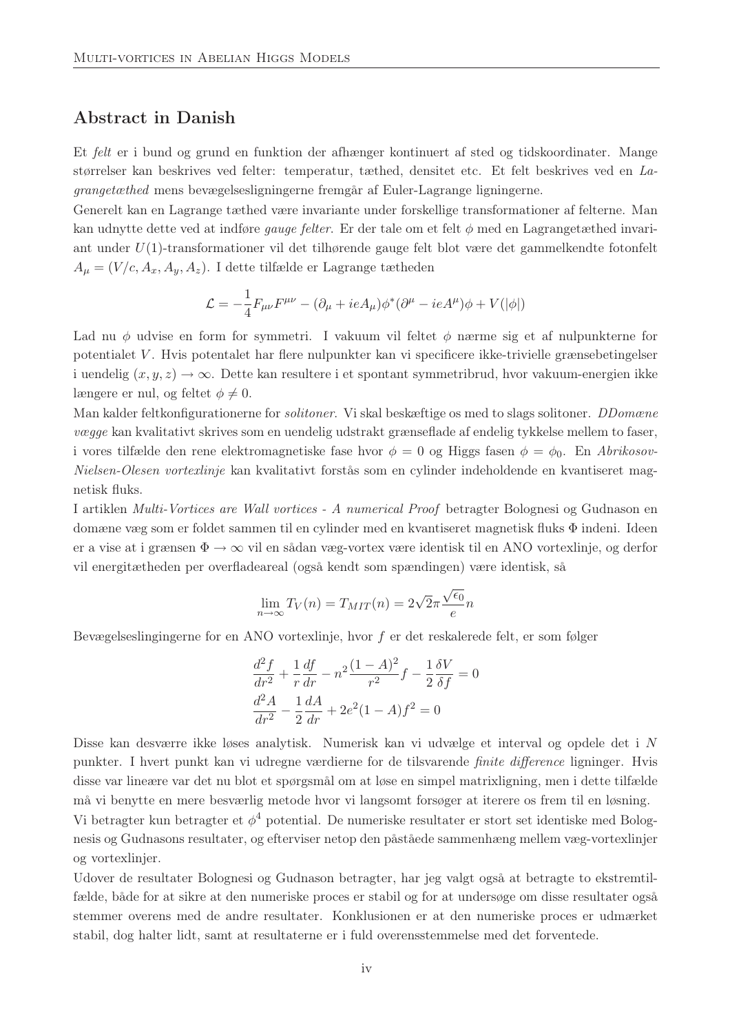## Abstract in Danish

Et *felt* er i bund og grund en funktion der afhænger kontinuert af sted og tidskoordinater. Mange størrelser kan beskrives ved felter: temperatur, tæthed, densitet etc. Et felt beskrives ved en *Lagrangetæthed* mens bevægelsesligningerne fremgår af Euler-Lagrange ligningerne.

Generelt kan en Lagrange tæthed være invariante under forskellige transformationer af felterne. Man kan udnytte dette ved at indføre *gauge felter*. Er der tale om et felt $\phi$ med en Lagrangetæthed invariant under $U(1)$-transformationer vil det tilhørende gauge felt blot være det gammelkendte fotonfelt $A_\mu = (V/c, A_x, A_y, A_z)$. I dette tilfælde er Lagrange tætheden

$$\mathcal{L} = -\frac{1}{4}F_{\mu\nu}F^{\mu\nu} - (\partial_\mu + ieA_\mu)\phi^*(\partial^\mu - ieA^\mu)\phi + V(|\phi|)$$

Lad nu $\phi$ udvise en form for symmetri. I vakuum vil feltet $\phi$ nærme sig et af nulpunkterne for potentialet $V$. Hvis potentalet har flere nulpunkter kan vi specificere ikke-trivielle grænsebetingelser i uendelig $(x, y, z) \to \infty$. Dette kan resultere i et spontant symmetribrud, hvor vakuum-energien ikke længere er nul, og feltet $\phi \neq 0$.

Man kalder feltkonfigurationerne for *solitoner*. Vi skal beskæftige os med to slags solitoner. *DDomæne vægge* kan kvalitativt skrives som en uendelig udstrakt grænseflade af endelig tykkelse mellem to faser, i vores tilfælde den rene elektromagnetiske fase hvor $\phi = 0$ og Higgs fasen $\phi = \phi_0$. En *Abrikosov-Nielsen-Olesen vortexlinje* kan kvalitativt forstås som en cylinder indeholdende en kvantiseret magnetisk fluks.

I artiklen *Multi-Vortices are Wall vortices - A numerical Proof* betragter Bolognesi og Gudnason en domæne væg som er foldet sammen til en cylinder med en kvantiseret magnetisk fluks $\Phi$ indeni. Ideen er a vise at i grænsen $\Phi \to \infty$ vil en sådan væg-vortex være identisk til en ANO vortexlinje, og derfor vil energitætheden per overfladeareal (også kendt som spændingen) være identisk, så

$$\lim_{n\to\infty} T_V(n) = T_{MIT}(n) = 2\sqrt{2}\pi\frac{\sqrt{\epsilon_0}}{e}n$$

Bevægelseslingingerne for en ANO vortexlinje, hvor $f$ er det reskalerede felt, er som følger

$$\frac{d^2f}{dr^2} + \frac{1}{r}\frac{df}{dr} - n^2\frac{(1-A)^2}{r^2}f - \frac{1}{2}\frac{\delta V}{\delta f} = 0$$
$$\frac{d^2A}{dr^2} - \frac{1}{2}\frac{dA}{dr} + 2e^2(1-A)f^2 = 0$$

Disse kan desværre ikke løses analytisk. Numerisk kan vi udvælge et interval og opdele det i $N$ punkter. I hvert punkt kan vi udregne værdierne for de tilsvarende *finite difference* ligninger. Hvis disse var lineære var det nu blot et spørgsmål om at løse en simpel matrixligning, men i dette tilfælde må vi benytte en mere besværlig metode hvor vi langsomt forsøger at iterere os frem til en løsning.

Vi betragter kun betragter et $\phi^4$ potential. De numeriske resultater er stort set identiske med Bolognesis og Gudnasons resultater, og efterviser netop den påståede sammenhæng mellem væg-vortexlinjer og vortexlinjer.

Udover de resultater Bolognesi og Gudnason betragter, har jeg valgt også at betragte to ekstremtilfælde, både for at sikre at den numeriske proces er stabil og for at undersøge om disse resultater også stemmer overens med de andre resultater. Konklusionen er at den numeriske proces er udmærket stabil, dog halter lidt, samt at resultaterne er i fuld overensstemmelse med det forventede.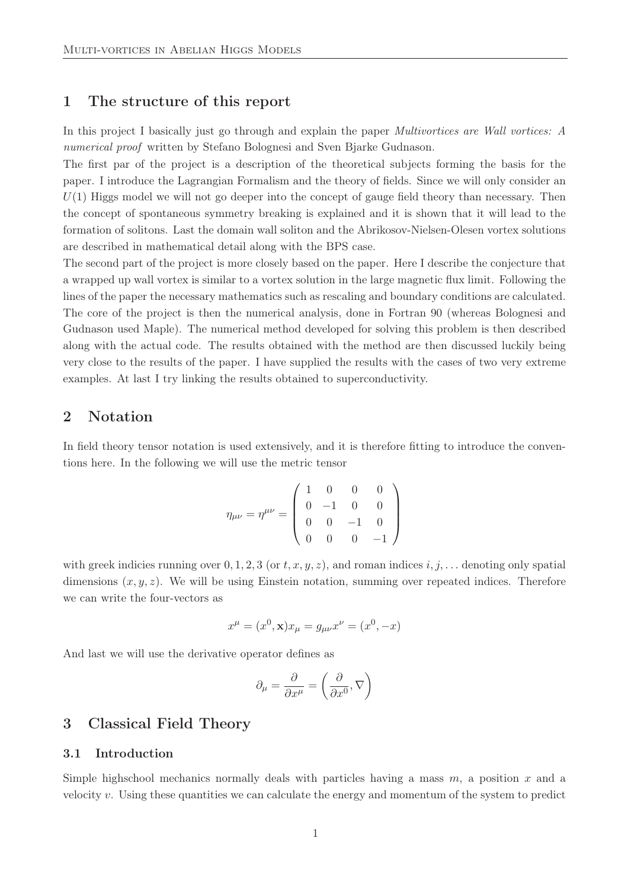## 1 The structure of this report

In this project I basically just go through and explain the paper *Multivortices are Wall vortices: A numerical proof* written by Stefano Bolognesi and Sven Bjarke Gudnason.

The first par of the project is a description of the theoretical subjects forming the basis for the paper. I introduce the Lagrangian Formalism and the theory of fields. Since we will only consider an $U(1)$ Higgs model we will not go deeper into the concept of gauge field theory than necessary. Then the concept of spontaneous symmetry breaking is explained and it is shown that it will lead to the formation of solitons. Last the domain wall soliton and the Abrikosov-Nielsen-Olesen vortex solutions are described in mathematical detail along with the BPS case.

The second part of the project is more closely based on the paper. Here I describe the conjecture that a wrapped up wall vortex is similar to a vortex solution in the large magnetic flux limit. Following the lines of the paper the necessary mathematics such as rescaling and boundary conditions are calculated. The core of the project is then the numerical analysis, done in Fortran 90 (whereas Bolognesi and Gudnason used Maple). The numerical method developed for solving this problem is then described along with the actual code. The results obtained with the method are then discussed luckily being very close to the results of the paper. I have supplied the results with the cases of two very extreme examples. At last I try linking the results obtained to superconductivity.

## 2 Notation

In field theory tensor notation is used extensively, and it is therefore fitting to introduce the conventions here. In the following we will use the metric tensor

$$\eta_{\mu\nu} = \eta^{\mu\nu} = \begin{pmatrix} 1 & 0 & 0 & 0 \\ 0 & -1 & 0 & 0 \\ 0 & 0 & -1 & 0 \\ 0 & 0 & 0 & -1 \end{pmatrix}$$

with greek indicies running over $0, 1, 2, 3$ (or $t, x, y, z$), and roman indices $i, j, \ldots$ denoting only spatial dimensions $(x, y, z)$. We will be using Einstein notation, summing over repeated indices. Therefore we can write the four-vectors as

$$x^\mu = (x^0, \mathbf{x}) x_\mu = g_{\mu\nu} x^\nu = (x^0, -x)$$

And last we will use the derivative operator defines as

$$\partial_\mu = \frac{\partial}{\partial x^\mu} = \left( \frac{\partial}{\partial x^0}, \nabla \right)$$

## 3 Classical Field Theory

### 3.1 Introduction

Simple highschool mechanics normally deals with particles having a mass $m$, a position $x$ and a velocity $v$. Using these quantities we can calculate the energy and momentum of the system to predict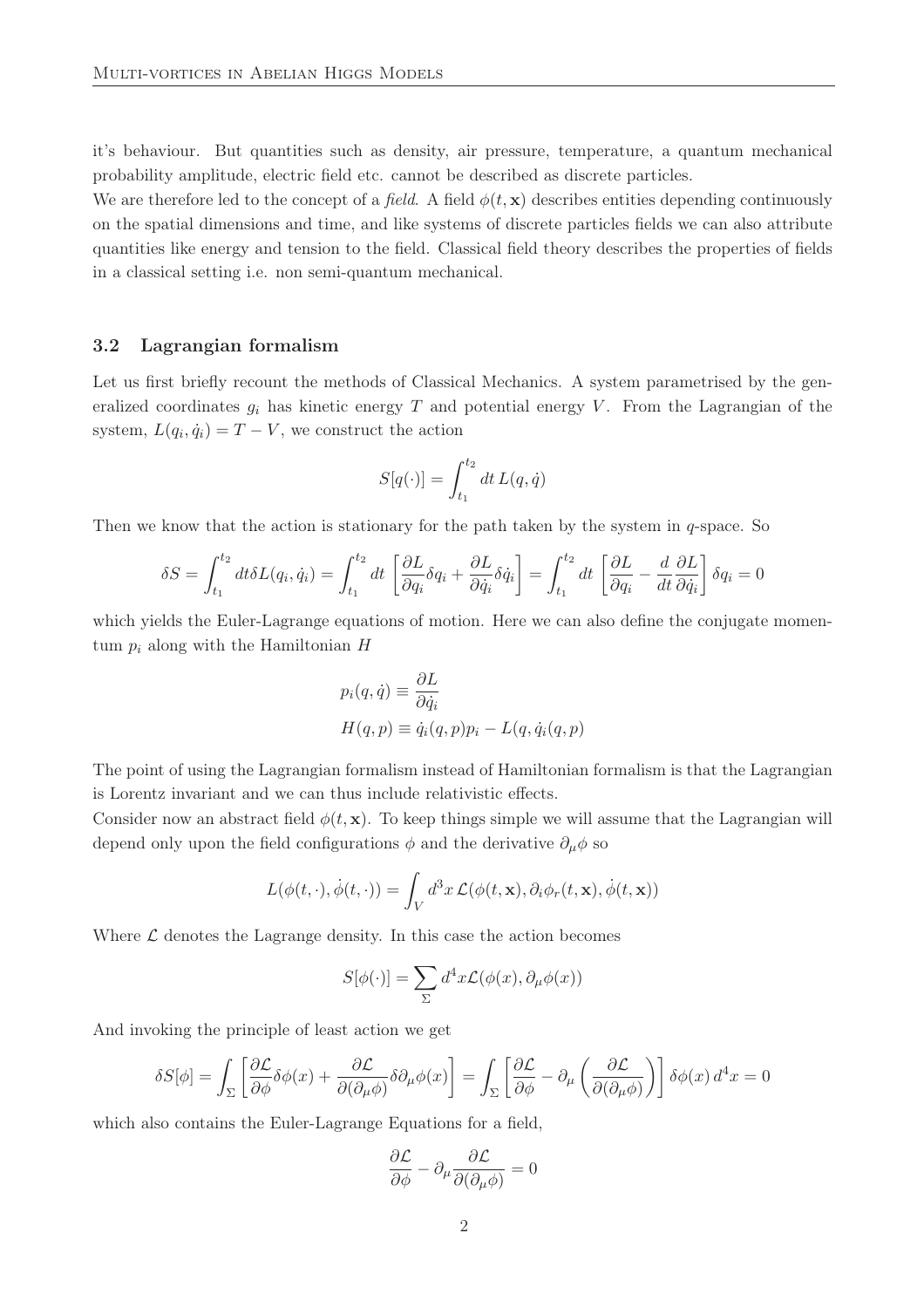it's behaviour. But quantities such as density, air pressure, temperature, a quantum mechanical probability amplitude, electric field etc. cannot be described as discrete particles.

We are therefore led to the concept of a *field*. A field $\phi(t, \mathbf{x})$ describes entities depending continuously on the spatial dimensions and time, and like systems of discrete particles fields we can also attribute quantities like energy and tension to the field. Classical field theory describes the properties of fields in a classical setting i.e. non semi-quantum mechanical.

### 3.2 Lagrangian formalism

Let us first briefly recount the methods of Classical Mechanics. A system parametrised by the generalized coordinates $g_i$ has kinetic energy $T$ and potential energy $V$. From the Lagrangian of the system, $L(q_i, \dot{q}_i) = T - V$, we construct the action

$$S[q(\cdot)] = \int_{t_1}^{t_2} dt\, L(q, \dot{q})$$

Then we know that the action is stationary for the path taken by the system in $q$-space. So

$$\delta S = \int_{t_1}^{t_2} dt \delta L(q_i, \dot{q}_i) = \int_{t_1}^{t_2} dt \left[ \frac{\partial L}{\partial q_i} \delta q_i + \frac{\partial L}{\partial \dot{q}_i} \delta \dot{q}_i \right] = \int_{t_1}^{t_2} dt \left[ \frac{\partial L}{\partial q_i} - \frac{d}{dt} \frac{\partial L}{\partial \dot{q}_i} \right] \delta q_i = 0$$

which yields the Euler-Lagrange equations of motion. Here we can also define the conjugate momentum $p_i$ along with the Hamiltonian $H$

$$p_i(q, \dot{q}) \equiv \frac{\partial L}{\partial \dot{q}_i}$$
$$H(q, p) \equiv \dot{q}_i(q, p) p_i - L(q, \dot{q}_i(q, p)$$

The point of using the Lagrangian formalism instead of Hamiltonian formalism is that the Lagrangian is Lorentz invariant and we can thus include relativistic effects.

Consider now an abstract field $\phi(t, \mathbf{x})$. To keep things simple we will assume that the Lagrangian will depend only upon the field configurations $\phi$ and the derivative $\partial_\mu \phi$ so

$$L(\phi(t, \cdot), \dot{\phi}(t, \cdot)) = \int_V d^3x\, \mathcal{L}(\phi(t, \mathbf{x}), \partial_i \phi_r(t, \mathbf{x}), \dot{\phi}(t, \mathbf{x}))$$

Where $\mathcal{L}$ denotes the Lagrange density. In this case the action becomes

$$S[\phi(\cdot)] = \sum_{\Sigma} d^4x \mathcal{L}(\phi(x), \partial_\mu \phi(x))$$

And invoking the principle of least action we get

$$\delta S[\phi] = \int_{\Sigma} \left[ \frac{\partial \mathcal{L}}{\partial \phi} \delta \phi(x) + \frac{\partial \mathcal{L}}{\partial(\partial_\mu \phi)} \delta \partial_\mu \phi(x) \right] = \int_{\Sigma} \left[ \frac{\partial \mathcal{L}}{\partial \phi} - \partial_\mu \left( \frac{\partial \mathcal{L}}{\partial(\partial_\mu \phi)} \right) \right] \delta \phi(x)\, d^4x = 0$$

which also contains the Euler-Lagrange Equations for a field,

$$\frac{\partial \mathcal{L}}{\partial \phi} - \partial_\mu \frac{\partial \mathcal{L}}{\partial(\partial_\mu \phi)} = 0$$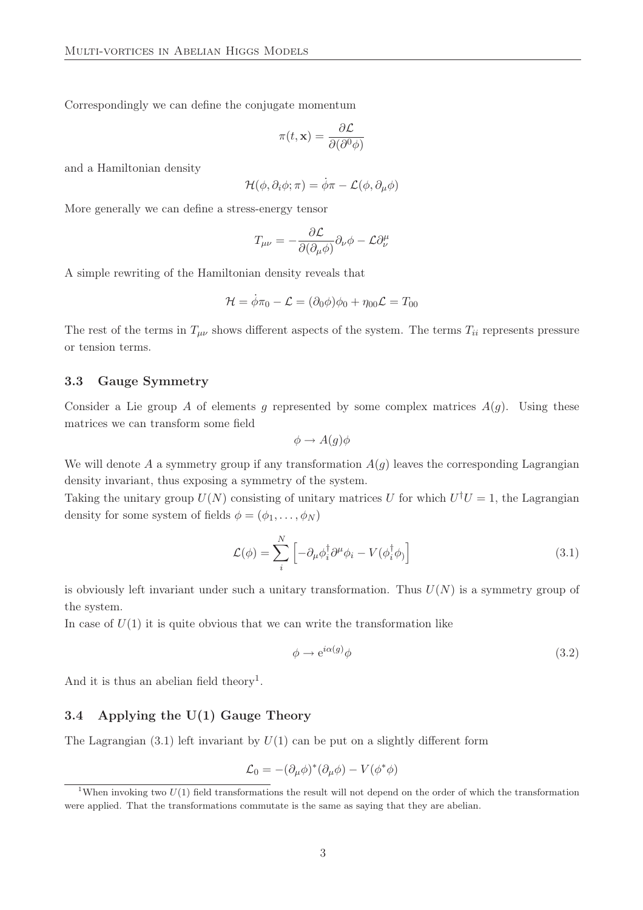Correspondingly we can define the conjugate momentum

$$\pi(t, \mathbf{x}) = \frac{\partial \mathcal{L}}{\partial(\partial^0 \phi)}$$

and a Hamiltonian density

$$\mathcal{H}(\phi, \partial_i \phi; \pi) = \dot{\phi}\pi - \mathcal{L}(\phi, \partial_\mu \phi)$$

More generally we can define a stress-energy tensor

$$T_{\mu\nu} = -\frac{\partial \mathcal{L}}{\partial(\partial_\mu \phi)} \partial_\nu \phi - \mathcal{L}\partial^\mu_\nu$$

A simple rewriting of the Hamiltonian density reveals that

$$\mathcal{H} = \dot{\phi}\pi_0 - \mathcal{L} = (\partial_0 \phi)\phi_0 + \eta_{00}\mathcal{L} = T_{00}$$

The rest of the terms in $T_{\mu\nu}$ shows different aspects of the system. The terms $T_{ii}$ represents pressure or tension terms.

### 3.3 Gauge Symmetry

Consider a Lie group $A$ of elements $g$ represented by some complex matrices $A(g)$. Using these matrices we can transform some field

$$\phi \to A(g)\phi$$

We will denote $A$ a symmetry group if any transformation $A(g)$ leaves the corresponding Lagrangian density invariant, thus exposing a symmetry of the system.
Taking the unitary group $U(N)$ consisting of unitary matrices $U$ for which $U^\dagger U = 1$, the Lagrangian density for some system of fields $\phi = (\phi_1, \ldots, \phi_N)$

$$\mathcal{L}(\phi) = \sum_i^N \left[ -\partial_\mu \phi_i^\dagger \partial^\mu \phi_i - V(\phi_i^\dagger \phi_)) \right] \tag{3.1}$$

is obviously left invariant under such a unitary transformation. Thus $U(N)$ is a symmetry group of the system.
In case of $U(1)$ it is quite obvious that we can write the transformation like

$$\phi \to \mathrm{e}^{i\alpha(g)}\phi \tag{3.2}$$

And it is thus an abelian field theory[1].

### 3.4 Applying the U(1) Gauge Theory

The Lagrangian (3.1) left invariant by $U(1)$ can be put on a slightly different form

$$\mathcal{L}_0 = -(\partial_\mu \phi)^*(\partial_\mu \phi) - V(\phi^* \phi)$$

[1] When invoking two $U(1)$ field transformations the result will not depend on the order of which the transformation were applied. That the transformations commutate is the same as saying that they are abelian.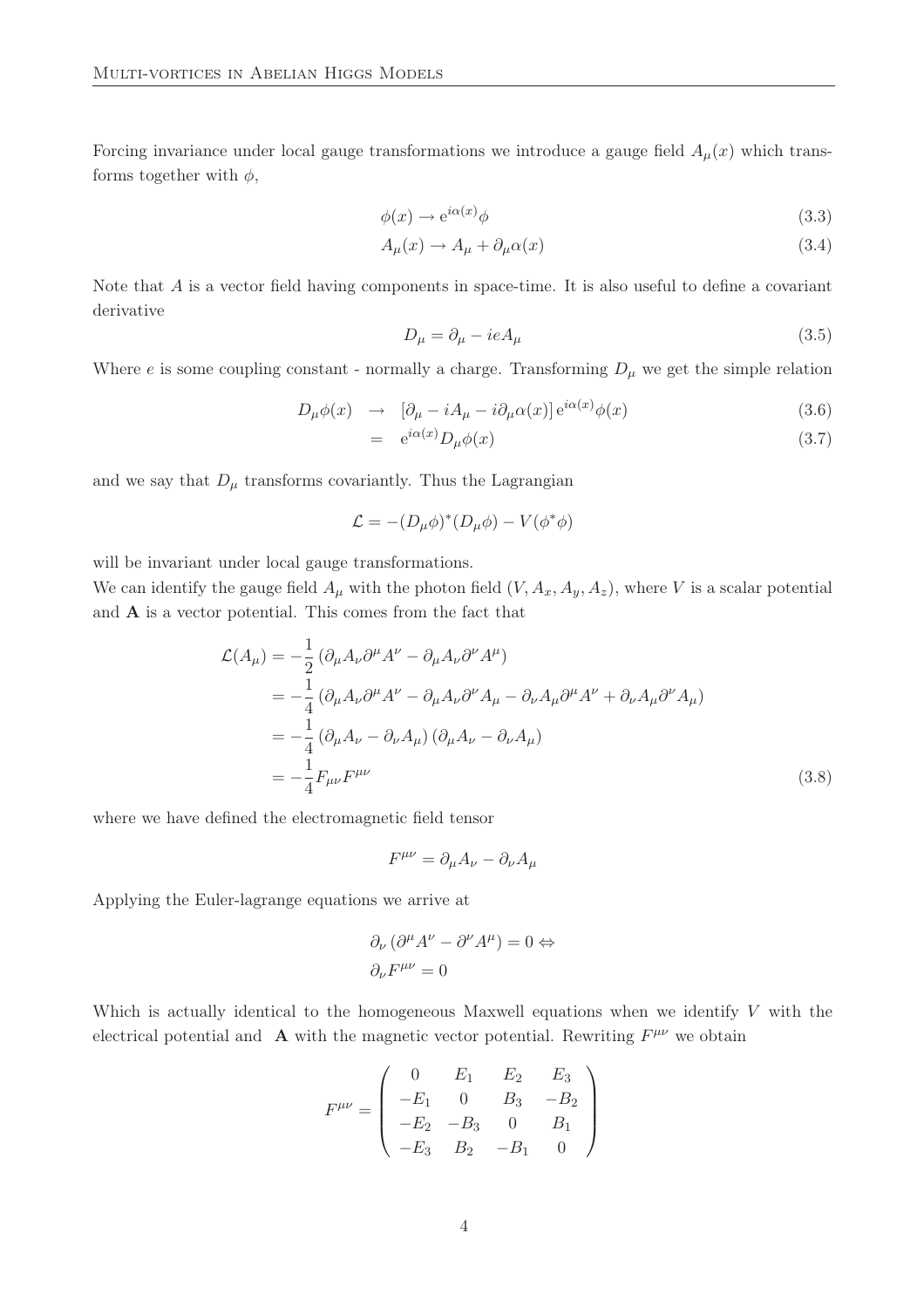Forcing invariance under local gauge transformations we introduce a gauge field $A_\mu(x)$ which transforms together with $\phi$,

$$\phi(x) \to e^{i\alpha(x)}\phi \tag{3.3}$$

$$A_\mu(x) \to A_\mu + \partial_\mu \alpha(x) \tag{3.4}$$

Note that $A$ is a vector field having components in space-time. It is also useful to define a covariant derivative

$$D_\mu = \partial_\mu - ieA_\mu \tag{3.5}$$

Where $e$ is some coupling constant - normally a charge. Transforming $D_\mu$ we get the simple relation

$$\begin{aligned} D_\mu\phi(x) \quad &\to \quad [\partial_\mu - iA_\mu - i\partial_\mu\alpha(x)]\, e^{i\alpha(x)}\phi(x) &(3.6)\\ &= \quad e^{i\alpha(x)} D_\mu\phi(x) &(3.7)\end{aligned}$$

and we say that $D_\mu$ transforms covariantly. Thus the Lagrangian

$$\mathcal{L} = -(D_\mu\phi)^*(D_\mu\phi) - V(\phi^*\phi)$$

will be invariant under local gauge transformations.

We can identify the gauge field $A_\mu$ with the photon field $(V, A_x, A_y, A_z)$, where $V$ is a scalar potential and $\mathbf{A}$ is a vector potential. This comes from the fact that

$$\begin{aligned}\mathcal{L}(A_\mu) &= -\frac{1}{2}\left(\partial_\mu A_\nu \partial^\mu A^\nu - \partial_\mu A_\nu \partial^\nu A^\mu\right)\\ &= -\frac{1}{4}\left(\partial_\mu A_\nu \partial^\mu A^\nu - \partial_\mu A_\nu \partial^\nu A_\mu - \partial_\nu A_\mu \partial^\mu A^\nu + \partial_\nu A_\mu \partial^\nu A_\mu\right)\\ &= -\frac{1}{4}\left(\partial_\mu A_\nu - \partial_\nu A_\mu\right)\left(\partial_\mu A_\nu - \partial_\nu A_\mu\right)\\ &= -\frac{1}{4}F_{\mu\nu}F^{\mu\nu} \end{aligned} \tag{3.8}$$

where we have defined the electromagnetic field tensor

$$F^{\mu\nu} = \partial_\mu A_\nu - \partial_\nu A_\mu$$

Applying the Euler-lagrange equations we arrive at

$$\begin{aligned}&\partial_\nu\left(\partial^\mu A^\nu - \partial^\nu A^\mu\right) = 0 \Leftrightarrow\\ &\partial_\nu F^{\mu\nu} = 0\end{aligned}$$

Which is actually identical to the homogeneous Maxwell equations when we identify $V$ with the electrical potential and $\mathbf{A}$ with the magnetic vector potential. Rewriting $F^{\mu\nu}$ we obtain

$$F^{\mu\nu} = \begin{pmatrix} 0 & E_1 & E_2 & E_3 \\ -E_1 & 0 & B_3 & -B_2 \\ -E_2 & -B_3 & 0 & B_1 \\ -E_3 & B_2 & -B_1 & 0 \end{pmatrix}$$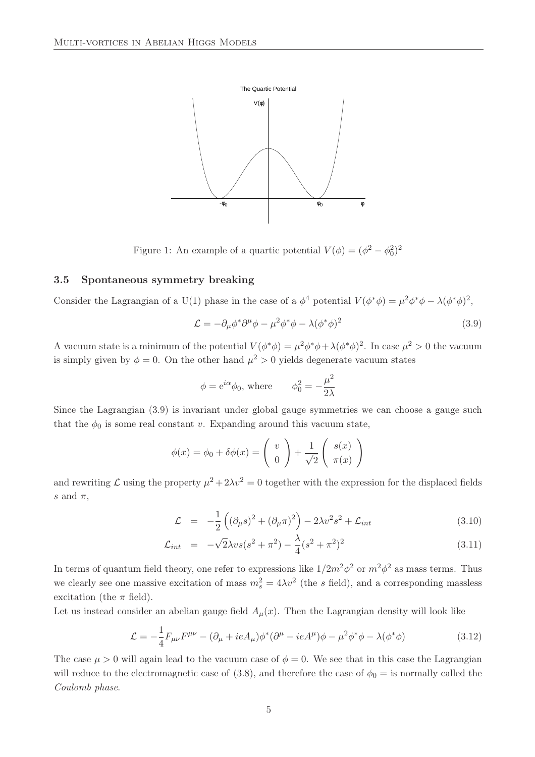Figure 1: An example of a quartic potential $V(\phi) = (\phi^2 - \phi_0^2)^2$

### 3.5 Spontaneous symmetry breaking

Consider the Lagrangian of a U(1) phase in the case of a $\phi^4$ potential $V(\phi^*\phi) = \mu^2\phi^*\phi - \lambda(\phi^*\phi)^2$,

$$\mathcal{L} = -\partial_\mu\phi^*\partial^\mu\phi - \mu^2\phi^*\phi - \lambda(\phi^*\phi)^2 \tag{3.9}$$

A vacuum state is a minimum of the potential $V(\phi^*\phi) = \mu^2\phi^*\phi + \lambda(\phi^*\phi)^2$. In case $\mu^2 > 0$ the vacuum is simply given by $\phi = 0$. On the other hand $\mu^2 > 0$ yields degenerate vacuum states

$$\phi = e^{i\alpha}\phi_0, \text{ where} \qquad \phi_0^2 = -\frac{\mu^2}{2\lambda}$$

Since the Lagrangian (3.9) is invariant under global gauge symmetries we can choose a gauge such that the $\phi_0$ is some real constant $v$. Expanding around this vacuum state,

$$\phi(x) = \phi_0 + \delta\phi(x) = \begin{pmatrix} v \\ 0 \end{pmatrix} + \frac{1}{\sqrt{2}}\begin{pmatrix} s(x) \\ \pi(x) \end{pmatrix}$$

and rewriting $\mathcal{L}$ using the property $\mu^2 + 2\lambda v^2 = 0$ together with the expression for the displaced fields $s$ and $\pi$,

$$\mathcal{L} = -\frac{1}{2}\left((\partial_\mu s)^2 + (\partial_\mu\pi)^2\right) - 2\lambda v^2 s^2 + \mathcal{L}_{int} \tag{3.10}$$

$$\mathcal{L}_{int} = -\sqrt{2}\lambda v s(s^2 + \pi^2) - \frac{\lambda}{4}(s^2 + \pi^2)^2 \tag{3.11}$$

In terms of quantum field theory, one refer to expressions like $1/2m^2\phi^2$ or $m^2\phi^2$ as mass terms. Thus we clearly see one massive excitation of mass $m_s^2 = 4\lambda v^2$ (the $s$ field), and a corresponding massless excitation (the $\pi$ field).

Let us instead consider an abelian gauge field $A_\mu(x)$. Then the Lagrangian density will look like

$$\mathcal{L} = -\frac{1}{4}F_{\mu\nu}F^{\mu\nu} - (\partial_\mu + ieA_\mu)\phi^*(\partial^\mu - ieA^\mu)\phi - \mu^2\phi^*\phi - \lambda(\phi^*\phi) \tag{3.12}$$

The case $\mu > 0$ will again lead to the vacuum case of $\phi = 0$. We see that in this case the Lagrangian will reduce to the electromagnetic case of (3.8), and therefore the case of $\phi_0 =$ is normally called the *Coulomb phase*.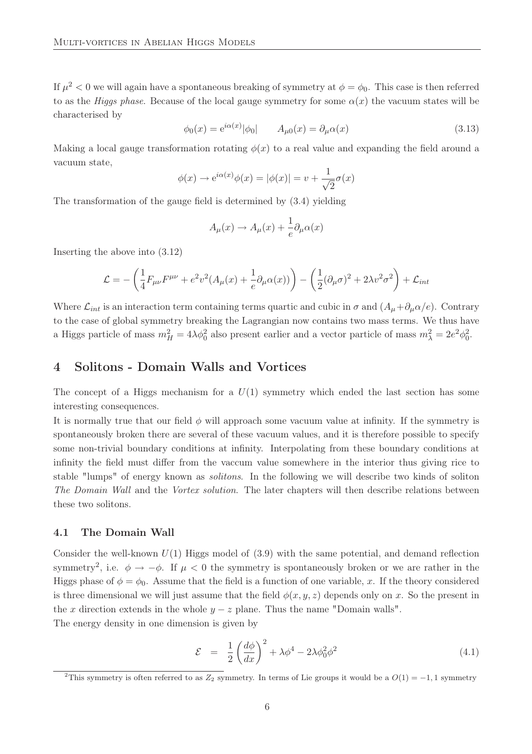If $\mu^2 < 0$ we will again have a spontaneous breaking of symmetry at $\phi = \phi_0$. This case is then referred to as the *Higgs phase*. Because of the local gauge symmetry for some $\alpha(x)$ the vacuum states will be characterised by

$$\phi_0(x) = \mathrm{e}^{i\alpha(x)}|\phi_0| \qquad A_{\mu 0}(x) = \partial_\mu \alpha(x) \tag{3.13}$$

Making a local gauge transformation rotating $\phi(x)$ to a real value and expanding the field around a vacuum state,

$$\phi(x) \to \mathrm{e}^{i\alpha(x)}\phi(x) = |\phi(x)| = v + \frac{1}{\sqrt{2}}\sigma(x)$$

The transformation of the gauge field is determined by (3.4) yielding

$$A_\mu(x) \to A_\mu(x) + \frac{1}{e}\partial_\mu \alpha(x)$$

Inserting the above into (3.12)

$$\mathcal{L} = -\left(\frac{1}{4}F_{\mu\nu}F^{\mu\nu} + e^2 v^2 (A_\mu(x) + \frac{1}{e}\partial_\mu \alpha(x))\right) - \left(\frac{1}{2}(\partial_\mu \sigma)^2 + 2\lambda v^2 \sigma^2\right) + \mathcal{L}_{int}$$

Where $\mathcal{L}_{int}$ is an interaction term containing terms quartic and cubic in $\sigma$ and $(A_\mu + \partial_\mu \alpha / e)$. Contrary to the case of global symmetry breaking the Lagrangian now contains two mass terms. We thus have a Higgs particle of mass $m_H^2 = 4\lambda\phi_0^2$ also present earlier and a vector particle of mass $m_\lambda^2 = 2e^2\phi_0^2$.

# 4 Solitons - Domain Walls and Vortices

The concept of a Higgs mechanism for a $U(1)$ symmetry which ended the last section has some interesting consequences.

It is normally true that our field $\phi$ will approach some vacuum value at infinity. If the symmetry is spontaneously broken there are several of these vacuum values, and it is therefore possible to specify some non-trivial boundary conditions at infinity. Interpolating from these boundary conditions at infinity the field must differ from the vaccum value somewhere in the interior thus giving rice to stable "lumps" of energy known as *solitons*. In the following we will describe two kinds of soliton *The Domain Wall* and the *Vortex solution*. The later chapters will then describe relations between these two solitons.

## 4.1 The Domain Wall

Consider the well-known $U(1)$ Higgs model of (3.9) with the same potential, and demand reflection symmetry[2], i.e. $\phi \to -\phi$. If $\mu < 0$ the symmetry is spontaneously broken or we are rather in the Higgs phase of $\phi = \phi_0$. Assume that the field is a function of one variable, $x$. If the theory considered is three dimensional we will just assume that the field $\phi(x, y, z)$ depends only on $x$. So the present in the $x$ direction extends in the whole $y - z$ plane. Thus the name "Domain walls".

The energy density in one dimension is given by

$$\mathcal{E} \;=\; \frac{1}{2}\left(\frac{d\phi}{dx}\right)^2 + \lambda\phi^4 - 2\lambda\phi_0^2\phi^2 \tag{4.1}$$

[2]This symmetry is often referred to as $Z_2$ symmetry. In terms of Lie groups it would be a $O(1) = -1, 1$ symmetry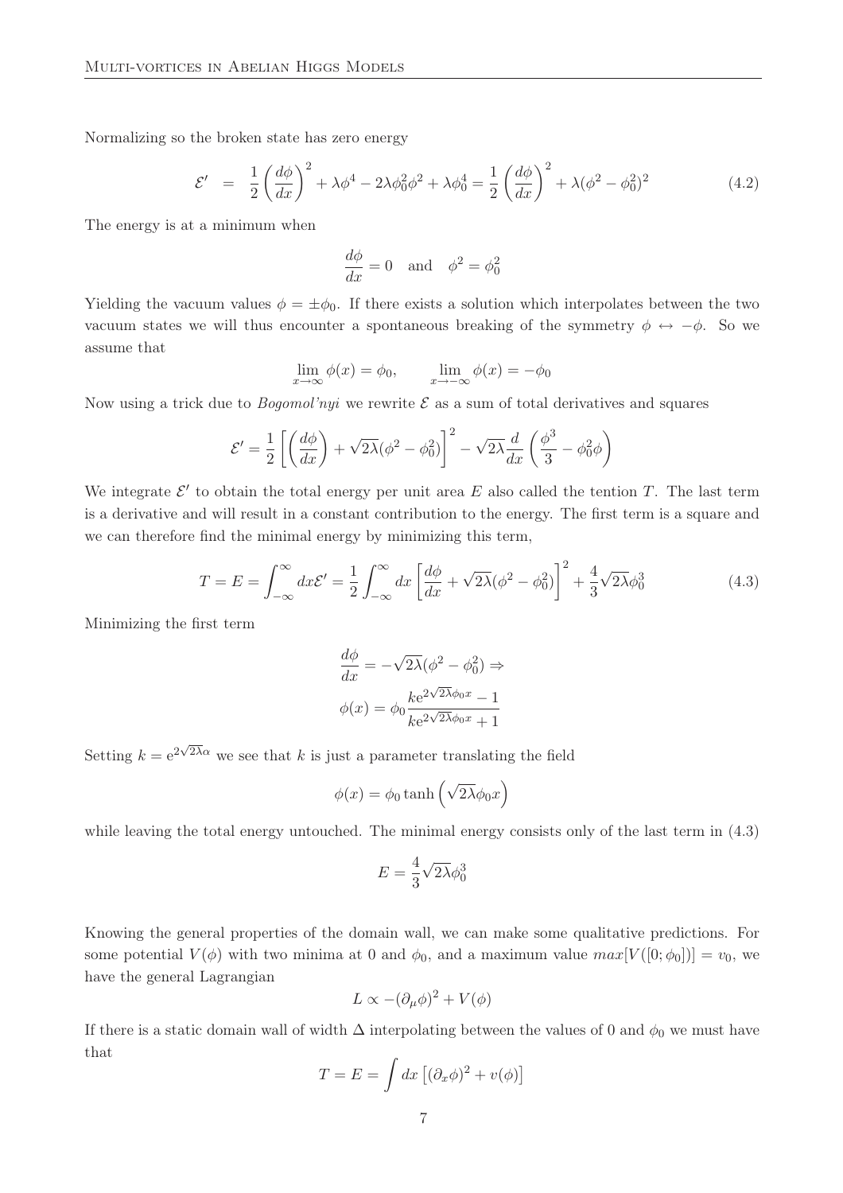Normalizing so the broken state has zero energy

$$\mathcal{E}' = \frac{1}{2}\left(\frac{d\phi}{dx}\right)^2 + \lambda\phi^4 - 2\lambda\phi_0^2\phi^2 + \lambda\phi_0^4 = \frac{1}{2}\left(\frac{d\phi}{dx}\right)^2 + \lambda(\phi^2 - \phi_0^2)^2 \tag{4.2}$$

The energy is at a minimum when

$$\frac{d\phi}{dx} = 0 \quad \text{and} \quad \phi^2 = \phi_0^2$$

Yielding the vacuum values $\phi = \pm\phi_0$. If there exists a solution which interpolates between the two vacuum states we will thus encounter a spontaneous breaking of the symmetry $\phi \leftrightarrow -\phi$. So we assume that

$$\lim_{x\to\infty}\phi(x) = \phi_0, \qquad \lim_{x\to-\infty}\phi(x) = -\phi_0$$

Now using a trick due to *Bogomol'nyi* we rewrite $\mathcal{E}$ as a sum of total derivatives and squares

$$\mathcal{E}' = \frac{1}{2}\left[\left(\frac{d\phi}{dx}\right) + \sqrt{2\lambda}(\phi^2 - \phi_0^2)\right]^2 - \sqrt{2\lambda}\frac{d}{dx}\left(\frac{\phi^3}{3} - \phi_0^2\phi\right)$$

We integrate $\mathcal{E}'$ to obtain the total energy per unit area $E$ also called the tention $T$. The last term is a derivative and will result in a constant contribution to the energy. The first term is a square and we can therefore find the minimal energy by minimizing this term,

$$T = E = \int_{-\infty}^{\infty} dx\mathcal{E}' = \frac{1}{2}\int_{-\infty}^{\infty} dx\left[\frac{d\phi}{dx} + \sqrt{2\lambda}(\phi^2 - \phi_0^2)\right]^2 + \frac{4}{3}\sqrt{2\lambda}\phi_0^3 \tag{4.3}$$

Minimizing the first term

$$\frac{d\phi}{dx} = -\sqrt{2\lambda}(\phi^2 - \phi_0^2) \Rightarrow$$
$$\phi(x) = \phi_0\frac{k e^{2\sqrt{2\lambda}\phi_0 x} - 1}{k e^{2\sqrt{2\lambda}\phi_0 x} + 1}$$

Setting $k = e^{2\sqrt{2\lambda}\alpha}$ we see that $k$ is just a parameter translating the field

$$\phi(x) = \phi_0 \tanh\left(\sqrt{2\lambda}\phi_0 x\right)$$

while leaving the total energy untouched. The minimal energy consists only of the last term in (4.3)

$$E = \frac{4}{3}\sqrt{2\lambda}\phi_0^3$$

Knowing the general properties of the domain wall, we can make some qualitative predictions. For some potential $V(\phi)$ with two minima at 0 and $\phi_0$, and a maximum value $max[V([0;\phi_0])] = v_0$, we have the general Lagrangian

$$L \propto -(\partial_\mu\phi)^2 + V(\phi)$$

If there is a static domain wall of width $\Delta$ interpolating between the values of 0 and $\phi_0$ we must have that

$$T = E = \int dx\left[(\partial_x\phi)^2 + v(\phi)\right]$$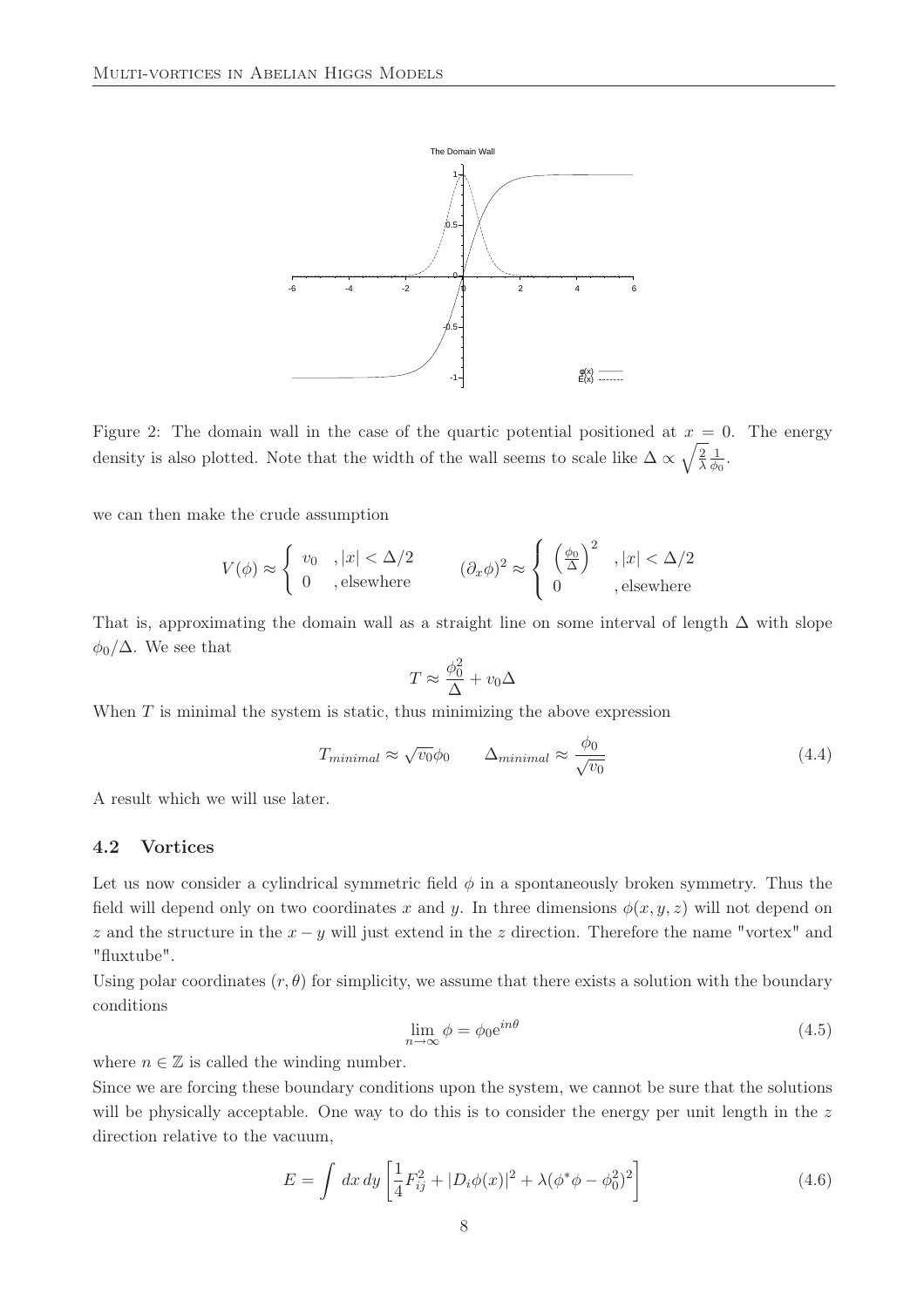Figure 2: The domain wall in the case of the quartic potential positioned at $x = 0$. The energy density is also plotted. Note that the width of the wall seems to scale like $\Delta \propto \sqrt{\frac{2}{\lambda}} \frac{1}{\phi_0}$.

we can then make the crude assumption

$$V(\phi) \approx \begin{cases} v_0 & , |x| < \Delta/2 \\ 0 & , \text{elsewhere} \end{cases} \qquad (\partial_x \phi)^2 \approx \begin{cases} \left(\frac{\phi_0}{\Delta}\right)^2 & , |x| < \Delta/2 \\ 0 & , \text{elsewhere} \end{cases}$$

That is, approximating the domain wall as a straight line on some interval of length $\Delta$ with slope $\phi_0/\Delta$. We see that

$$T \approx \frac{\phi_0^2}{\Delta} + v_0 \Delta$$

When $T$ is minimal the system is static, thus minimizing the above expression

$$T_{minimal} \approx \sqrt{v_0}\phi_0 \qquad \Delta_{minimal} \approx \frac{\phi_0}{\sqrt{v_0}} \tag{4.4}$$

A result which we will use later.

### 4.2 Vortices

Let us now consider a cylindrical symmetric field $\phi$ in a spontaneously broken symmetry. Thus the field will depend only on two coordinates $x$ and $y$. In three dimensions $\phi(x, y, z)$ will not depend on $z$ and the structure in the $x - y$ will just extend in the $z$ direction. Therefore the name "vortex" and "fluxtube".

Using polar coordinates $(r, \theta)$ for simplicity, we assume that there exists a solution with the boundary conditions

$$\lim_{n \to \infty} \phi = \phi_0 e^{in\theta} \tag{4.5}$$

where $n \in \mathbb{Z}$ is called the winding number.

Since we are forcing these boundary conditions upon the system, we cannot be sure that the solutions will be physically acceptable. One way to do this is to consider the energy per unit length in the $z$ direction relative to the vacuum,

$$E = \int dx\, dy \left[\frac{1}{4}F_{ij}^2 + |D_i \phi(x)|^2 + \lambda(\phi^* \phi - \phi_0^2)^2\right] \tag{4.6}$$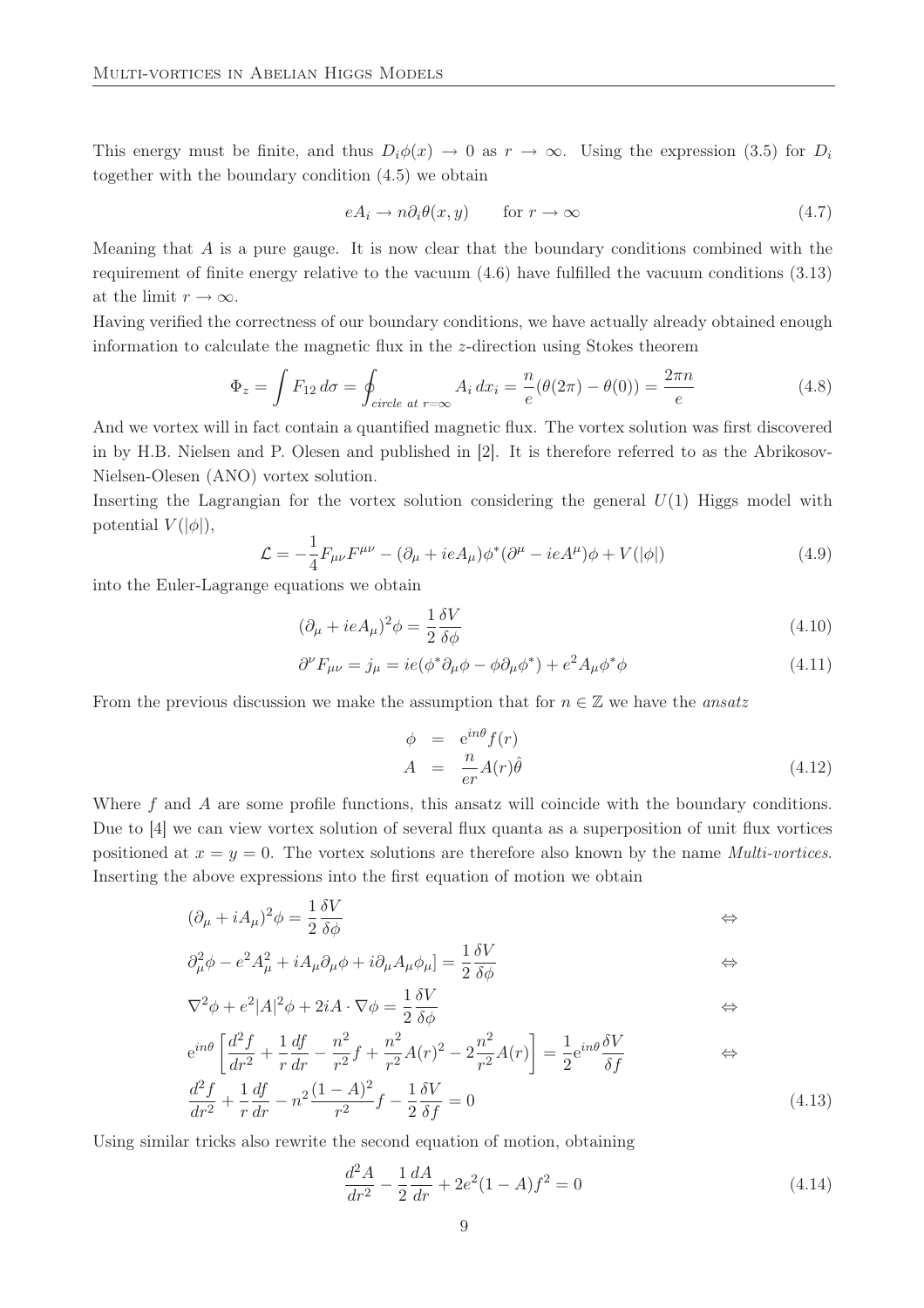This energy must be finite, and thus $D_i\phi(x) \to 0$ as $r \to \infty$. Using the expression (3.5) for $D_i$ together with the boundary condition (4.5) we obtain

$$eA_i \to n\partial_i\theta(x,y) \qquad \text{for } r \to \infty \tag{4.7}$$

Meaning that $A$ is a pure gauge. It is now clear that the boundary conditions combined with the requirement of finite energy relative to the vacuum (4.6) have fulfilled the vacuum conditions (3.13) at the limit $r \to \infty$.

Having verified the correctness of our boundary conditions, we have actually already obtained enough information to calculate the magnetic flux in the $z$-direction using Stokes theorem

$$\Phi_z = \int F_{12}\, d\sigma = \oint_{circle\ at\ r=\infty} A_i\, dx_i = \frac{n}{e}(\theta(2\pi) - \theta(0)) = \frac{2\pi n}{e} \tag{4.8}$$

And we vortex will in fact contain a quantified magnetic flux. The vortex solution was first discovered in by H.B. Nielsen and P. Olesen and published in [2]. It is therefore referred to as the Abrikosov-Nielsen-Olesen (ANO) vortex solution.

Inserting the Lagrangian for the vortex solution considering the general $U(1)$ Higgs model with potential $V(|\phi|)$,

$$\mathcal{L} = -\frac{1}{4}F_{\mu\nu}F^{\mu\nu} - (\partial_\mu + ieA_\mu)\phi^*(\partial^\mu - ieA^\mu)\phi + V(|\phi|) \tag{4.9}$$

into the Euler-Lagrange equations we obtain

$$(\partial_\mu + ieA_\mu)^2\phi = \frac{1}{2}\frac{\delta V}{\delta\phi} \tag{4.10}$$

$$\partial^\nu F_{\mu\nu} = j_\mu = ie(\phi^*\partial_\mu\phi - \phi\partial_\mu\phi^*) + e^2 A_\mu\phi^*\phi \tag{4.11}$$

From the previous discussion we make the assumption that for $n \in \mathbb{Z}$ we have the *ansatz*

$$\begin{aligned} \phi &= e^{in\theta} f(r) \\ A &= \frac{n}{er}A(r)\hat{\theta} \end{aligned} \tag{4.12}$$

Where $f$ and $A$ are some profile functions, this ansatz will coincide with the boundary conditions. Due to [4] we can view vortex solution of several flux quanta as a superposition of unit flux vortices positioned at $x = y = 0$. The vortex solutions are therefore also known by the name *Multi-vortices*. Inserting the above expressions into the first equation of motion we obtain

$$\begin{aligned}
&(\partial_\mu + iA_\mu)^2\phi = \frac{1}{2}\frac{\delta V}{\delta\phi} && \Leftrightarrow \\
&\partial_\mu^2\phi - e^2A_\mu^2 + iA_\mu\partial_\mu\phi + i\partial_\mu A_\mu\phi_\mu] = \frac{1}{2}\frac{\delta V}{\delta\phi} && \Leftrightarrow \\
&\nabla^2\phi + e^2|A|^2\phi + 2iA\cdot\nabla\phi = \frac{1}{2}\frac{\delta V}{\delta\phi} && \Leftrightarrow \\
&e^{in\theta}\left[\frac{d^2f}{dr^2} + \frac{1}{r}\frac{df}{dr} - \frac{n^2}{r^2}f + \frac{n^2}{r^2}A(r)^2 - 2\frac{n^2}{r^2}A(r)\right] = \frac{1}{2}e^{in\theta}\frac{\delta V}{\delta f} && \Leftrightarrow \\
&\frac{d^2f}{dr^2} + \frac{1}{r}\frac{df}{dr} - n^2\frac{(1-A)^2}{r^2}f - \frac{1}{2}\frac{\delta V}{\delta f} = 0
\end{aligned} \tag{4.13}$$

Using similar tricks also rewrite the second equation of motion, obtaining

$$\frac{d^2A}{dr^2} - \frac{1}{2}\frac{dA}{dr} + 2e^2(1-A)f^2 = 0 \tag{4.14}$$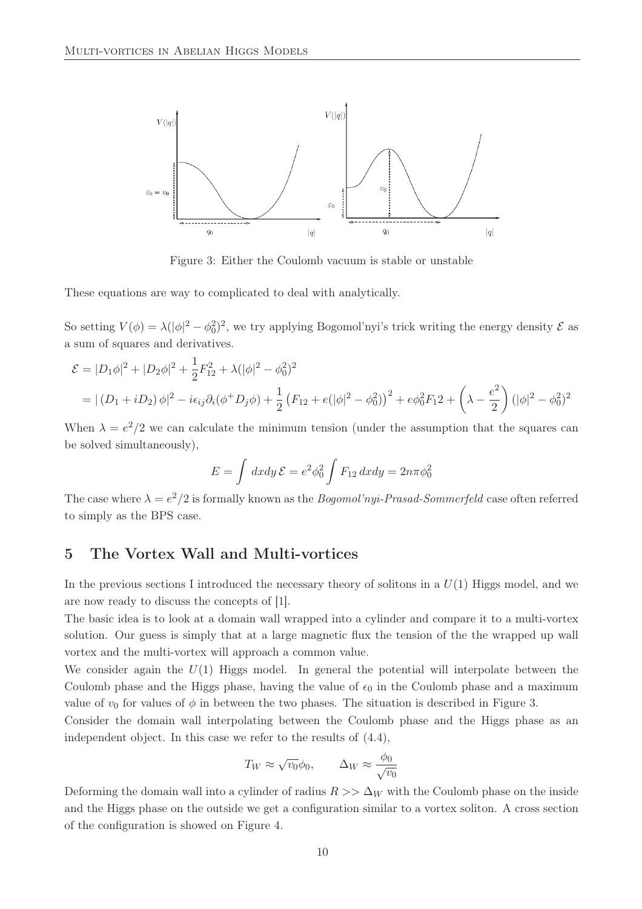Figure 3: Either the Coulomb vacuum is stable or unstable

These equations are way to complicated to deal with analytically.

So setting $V(\phi) = \lambda(|\phi|^2 - \phi_0^2)^2$, we try applying Bogomol'nyi's trick writing the energy density $\mathcal{E}$ as a sum of squares and derivatives.

$$
\begin{aligned}
\mathcal{E} &= |D_1\phi|^2 + |D_2\phi|^2 + \frac{1}{2}F_{12}^2 + \lambda(|\phi|^2 - \phi_0^2)^2 \\
&= |\left(D_1 + iD_2\right)\phi|^2 - i\epsilon_{ij}\partial_i(\phi^+ D_j\phi) + \frac{1}{2}\left(F_{12} + e(|\phi|^2 - \phi_0^2)\right)^2 + e\phi_0^2 F_1 2 + \left(\lambda - \frac{e^2}{2}\right)(|\phi|^2 - \phi_0^2)^2
\end{aligned}
$$

When $\lambda = e^2/2$ we can calculate the minimum tension (under the assumption that the squares can be solved simultaneously),

$$
E = \int dxdy\, \mathcal{E} = e^2\phi_0^2 \int F_{12}\, dxdy = 2n\pi\phi_0^2
$$

The case where $\lambda = e^2/2$ is formally known as the *Bogomol'nyi-Prasad-Sommerfeld* case often referred to simply as the BPS case.

## 5 The Vortex Wall and Multi-vortices

In the previous sections I introduced the necessary theory of solitons in a $U(1)$ Higgs model, and we are now ready to discuss the concepts of [1].

The basic idea is to look at a domain wall wrapped into a cylinder and compare it to a multi-vortex solution. Our guess is simply that at a large magnetic flux the tension of the the wrapped up wall vortex and the multi-vortex will approach a common value.

We consider again the $U(1)$ Higgs model. In general the potential will interpolate between the Coulomb phase and the Higgs phase, having the value of $\epsilon_0$ in the Coulomb phase and a maximum value of $v_0$ for values of $\phi$ in between the two phases. The situation is described in Figure 3.

Consider the domain wall interpolating between the Coulomb phase and the Higgs phase as an independent object. In this case we refer to the results of (4.4),

$$
T_W \approx \sqrt{v_0}\phi_0, \qquad \Delta_W \approx \frac{\phi_0}{\sqrt{v_0}}
$$

Deforming the domain wall into a cylinder of radius $R >> \Delta_W$ with the Coulomb phase on the inside and the Higgs phase on the outside we get a configuration similar to a vortex soliton. A cross section of the configuration is showed on Figure 4.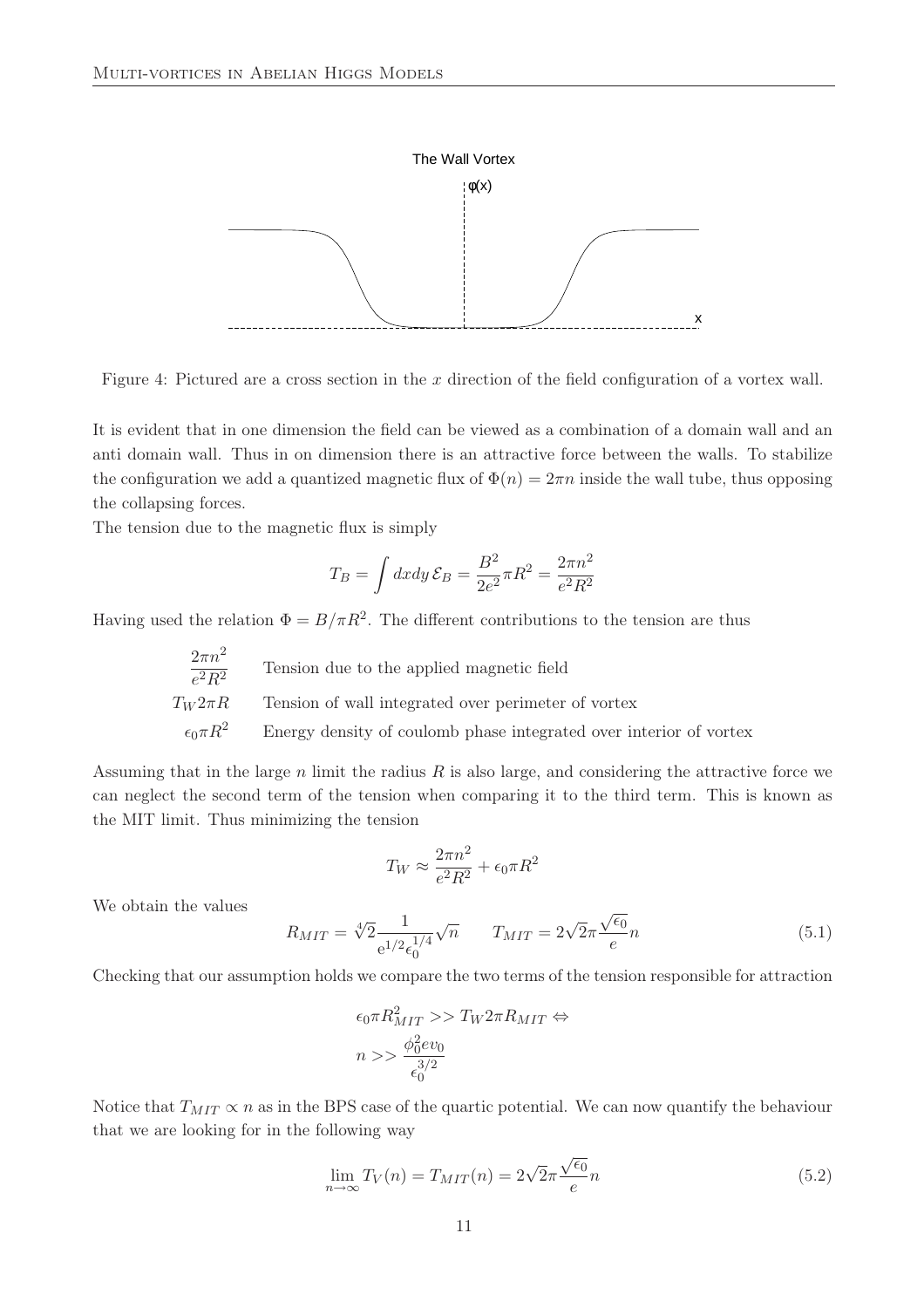Figure 4: Pictured are a cross section in the $x$ direction of the field configuration of a vortex wall.

It is evident that in one dimension the field can be viewed as a combination of a domain wall and an anti domain wall. Thus in on dimension there is an attractive force between the walls. To stabilize the configuration we add a quantized magnetic flux of $\Phi(n) = 2\pi n$ inside the wall tube, thus opposing the collapsing forces.

The tension due to the magnetic flux is simply

$$T_B = \int dxdy\,\mathcal{E}_B = \frac{B^2}{2e^2}\pi R^2 = \frac{2\pi n^2}{e^2 R^2}$$

Having used the relation $\Phi = B/\pi R^2$. The different contributions to the tension are thus

| | |
|---|---|
| $\frac{2\pi n^2}{e^2 R^2}$ | Tension due to the applied magnetic field |
| $T_W 2\pi R$ | Tension of wall integrated over perimeter of vortex |
| $\epsilon_0 \pi R^2$ | Energy density of coulomb phase integrated over interior of vortex |

Assuming that in the large $n$ limit the radius $R$ is also large, and considering the attractive force we can neglect the second term of the tension when comparing it to the third term. This is known as the MIT limit. Thus minimizing the tension

$$T_W \approx \frac{2\pi n^2}{e^2 R^2} + \epsilon_0 \pi R^2$$

We obtain the values

$$R_{MIT} = \sqrt[4]{2}\frac{1}{\mathrm{e}^{1/2}\epsilon_0^{1/4}}\sqrt{n} \qquad T_{MIT} = 2\sqrt{2}\pi\frac{\sqrt{\epsilon_0}}{e}n \tag{5.1}$$

Checking that our assumption holds we compare the two terms of the tension responsible for attraction

$$\begin{aligned} &\epsilon_0 \pi R_{MIT}^2 >> T_W 2\pi R_{MIT} \Leftrightarrow \\ &n >> \frac{\phi_0^2 e v_0}{\epsilon_0^{3/2}} \end{aligned}$$

Notice that $T_{MIT} \propto n$ as in the BPS case of the quartic potential. We can now quantify the behaviour that we are looking for in the following way

$$\lim_{n\to\infty} T_V(n) = T_{MIT}(n) = 2\sqrt{2}\pi\frac{\sqrt{\epsilon_0}}{e}n \tag{5.2}$$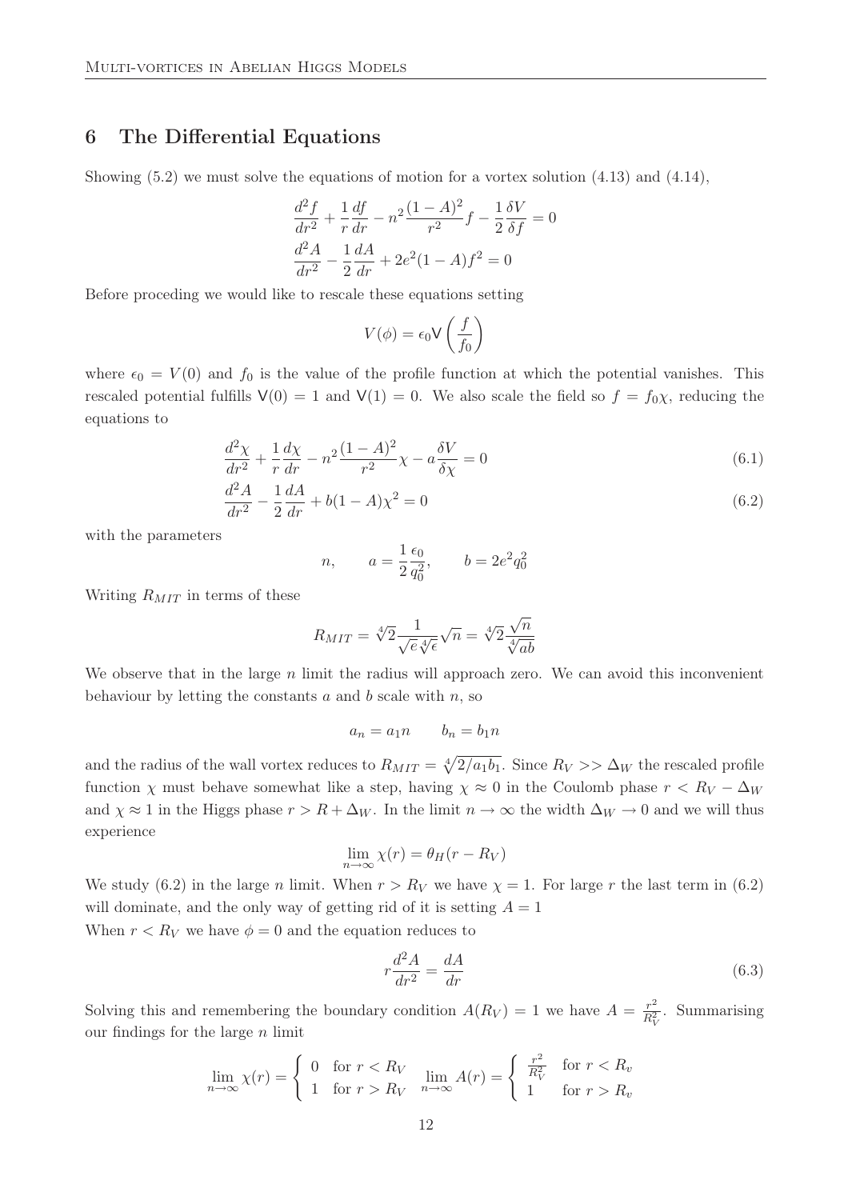## 6 The Differential Equations

Showing (5.2) we must solve the equations of motion for a vortex solution (4.13) and (4.14),

$$\frac{d^2 f}{dr^2} + \frac{1}{r}\frac{df}{dr} - n^2\frac{(1-A)^2}{r^2}f - \frac{1}{2}\frac{\delta V}{\delta f} = 0$$
$$\frac{d^2 A}{dr^2} - \frac{1}{2}\frac{dA}{dr} + 2e^2(1-A)f^2 = 0$$

Before proceding we would like to rescale these equations setting

$$V(\phi) = \epsilon_0 \mathsf{V}\left(\frac{f}{f_0}\right)$$

where $\epsilon_0 = V(0)$ and $f_0$ is the value of the profile function at which the potential vanishes. This rescaled potential fulfills $\mathsf{V}(0) = 1$ and $\mathsf{V}(1) = 0$. We also scale the field so $f = f_0\chi$, reducing the equations to

$$\frac{d^2 \chi}{dr^2} + \frac{1}{r}\frac{d\chi}{dr} - n^2\frac{(1-A)^2}{r^2}\chi - a\frac{\delta V}{\delta \chi} = 0 \tag{6.1}$$

$$\frac{d^2 A}{dr^2} - \frac{1}{2}\frac{dA}{dr} + b(1-A)\chi^2 = 0 \tag{6.2}$$

with the parameters

$$n, \qquad a = \frac{1}{2}\frac{\epsilon_0}{q_0^2}, \qquad b = 2e^2 q_0^2$$

Writing $R_{MIT}$ in terms of these

$$R_{MIT} = \sqrt[4]{2}\frac{1}{\sqrt{e}\sqrt[4]{\epsilon}}\sqrt{n} = \sqrt[4]{2}\frac{\sqrt{n}}{\sqrt[4]{ab}}$$

We observe that in the large $n$ limit the radius will approach zero. We can avoid this inconvenient behaviour by letting the constants $a$ and $b$ scale with $n$, so

$$a_n = a_1 n \qquad b_n = b_1 n$$

and the radius of the wall vortex reduces to $R_{MIT} = \sqrt[4]{2/a_1 b_1}$. Since $R_V >> \Delta_W$ the rescaled profile function $\chi$ must behave somewhat like a step, having $\chi \approx 0$ in the Coulomb phase $r < R_V - \Delta_W$ and $\chi \approx 1$ in the Higgs phase $r > R + \Delta_W$. In the limit $n \to \infty$ the width $\Delta_W \to 0$ and we will thus experience

$$\lim_{n\to\infty} \chi(r) = \theta_H(r - R_V)$$

We study (6.2) in the large $n$ limit. When $r > R_V$ we have $\chi = 1$. For large $r$ the last term in (6.2) will dominate, and the only way of getting rid of it is setting $A = 1$

When $r < R_V$ we have $\phi = 0$ and the equation reduces to

$$r\frac{d^2 A}{dr^2} = \frac{dA}{dr} \tag{6.3}$$

Solving this and remembering the boundary condition $A(R_V) = 1$ we have $A = \frac{r^2}{R_V^2}$. Summarising our findings for the large $n$ limit

$$\lim_{n\to\infty} \chi(r) = \begin{cases} 0 & \text{for } r < R_V \\ 1 & \text{for } r > R_V \end{cases} \quad \lim_{n\to\infty} A(r) = \begin{cases} \frac{r^2}{R_V^2} & \text{for } r < R_v \\ 1 & \text{for } r > R_v \end{cases}$$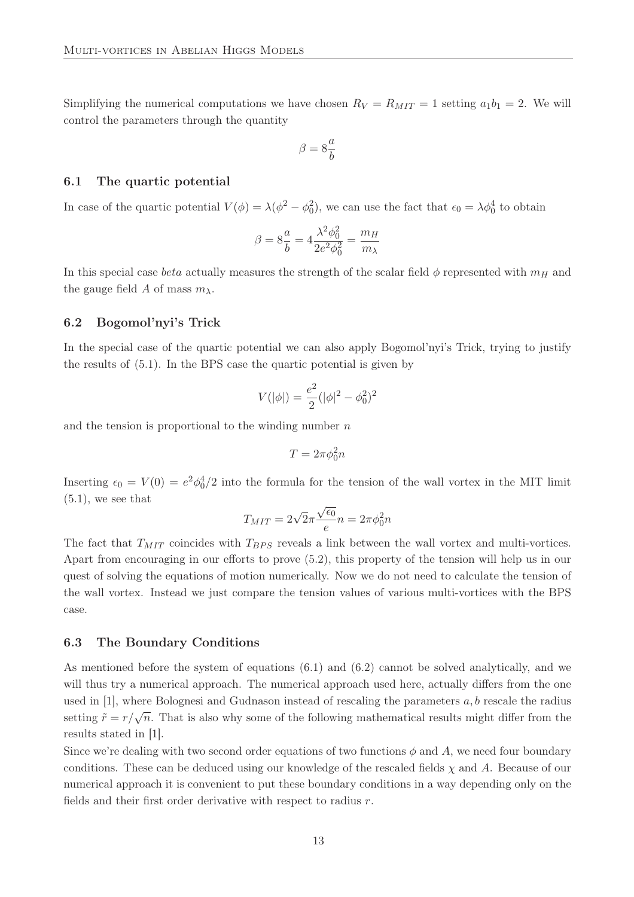Simplifying the numerical computations we have chosen $R_V = R_{MIT} = 1$ setting $a_1 b_1 = 2$. We will control the parameters through the quantity

$$\beta = 8\frac{a}{b}$$

### 6.1 The quartic potential

In case of the quartic potential $V(\phi) = \lambda(\phi^2 - \phi_0^2)$, we can use the fact that $\epsilon_0 = \lambda\phi_0^4$ to obtain

$$\beta = 8\frac{a}{b} = 4\frac{\lambda^2\phi_0^2}{2e^2\phi_0^2} = \frac{m_H}{m_\lambda}$$

In this special case *beta* actually measures the strength of the scalar field $\phi$ represented with $m_H$ and the gauge field $A$ of mass $m_\lambda$.

### 6.2 Bogomol'nyi's Trick

In the special case of the quartic potential we can also apply Bogomol'nyi's Trick, trying to justify the results of (5.1). In the BPS case the quartic potential is given by

$$V(|\phi|) = \frac{e^2}{2}(|\phi|^2 - \phi_0^2)^2$$

and the tension is proportional to the winding number $n$

$$T = 2\pi\phi_0^2 n$$

Inserting $\epsilon_0 = V(0) = e^2\phi_0^4/2$ into the formula for the tension of the wall vortex in the MIT limit (5.1), we see that

$$T_{MIT} = 2\sqrt{2}\pi\frac{\sqrt{\epsilon_0}}{e}n = 2\pi\phi_0^2 n$$

The fact that $T_{MIT}$ coincides with $T_{BPS}$ reveals a link between the wall vortex and multi-vortices. Apart from encouraging in our efforts to prove (5.2), this property of the tension will help us in our quest of solving the equations of motion numerically. Now we do not need to calculate the tension of the wall vortex. Instead we just compare the tension values of various multi-vortices with the BPS case.

### 6.3 The Boundary Conditions

As mentioned before the system of equations (6.1) and (6.2) cannot be solved analytically, and we will thus try a numerical approach. The numerical approach used here, actually differs from the one used in [1], where Bolognesi and Gudnason instead of rescaling the parameters $a, b$ rescale the radius setting $\tilde{r} = r/\sqrt{n}$. That is also why some of the following mathematical results might differ from the results stated in [1].

Since we're dealing with two second order equations of two functions $\phi$ and $A$, we need four boundary conditions. These can be deduced using our knowledge of the rescaled fields $\chi$ and $A$. Because of our numerical approach it is convenient to put these boundary conditions in a way depending only on the fields and their first order derivative with respect to radius $r$.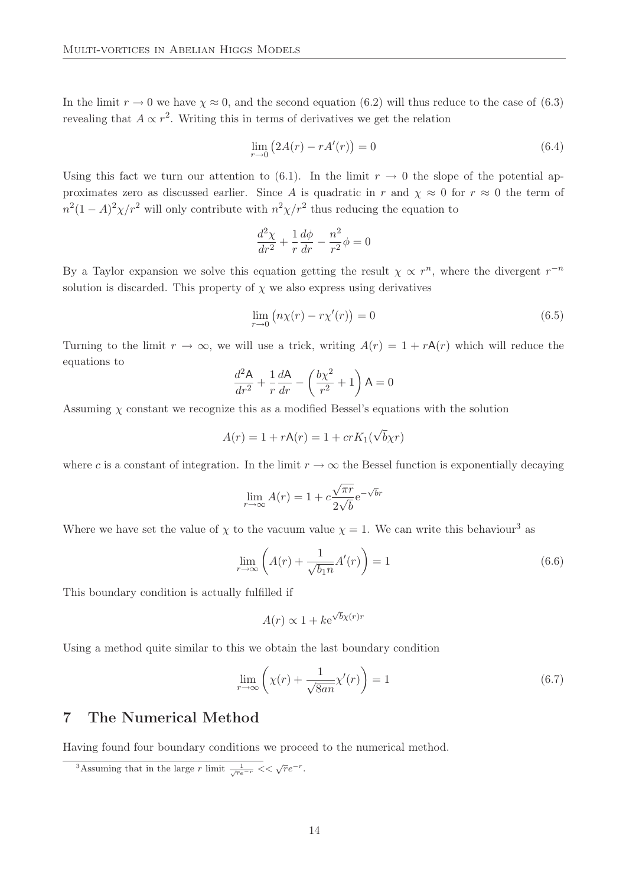In the limit $r \to 0$ we have $\chi \approx 0$, and the second equation (6.2) will thus reduce to the case of (6.3) revealing that $A \propto r^2$. Writing this in terms of derivatives we get the relation

$$\lim_{r\to 0}\left(2A(r) - rA'(r)\right) = 0 \tag{6.4}$$

Using this fact we turn our attention to (6.1). In the limit $r \to 0$ the slope of the potential approximates zero as discussed earlier. Since $A$ is quadratic in $r$ and $\chi \approx 0$ for $r \approx 0$ the term of $n^2(1-A)^2\chi/r^2$ will only contribute with $n^2\chi/r^2$ thus reducing the equation to

$$\frac{d^2\chi}{dr^2} + \frac{1}{r}\frac{d\phi}{dr} - \frac{n^2}{r^2}\phi = 0$$

By a Taylor expansion we solve this equation getting the result $\chi \propto r^n$, where the divergent $r^{-n}$ solution is discarded. This property of $\chi$ we also express using derivatives

$$\lim_{r\to 0}\left(n\chi(r) - r\chi'(r)\right) = 0 \tag{6.5}$$

Turning to the limit $r \to \infty$, we will use a trick, writing $A(r) = 1 + r\mathsf{A}(r)$ which will reduce the equations to

$$\frac{d^2\mathsf{A}}{dr^2} + \frac{1}{r}\frac{d\mathsf{A}}{dr} - \left(\frac{b\chi^2}{r^2} + 1\right)\mathsf{A} = 0$$

Assuming $\chi$ constant we recognize this as a modified Bessel's equations with the solution

$$A(r) = 1 + r\mathsf{A}(r) = 1 + crK_1(\sqrt{b}\chi r)$$

where $c$ is a constant of integration. In the limit $r \to \infty$ the Bessel function is exponentially decaying

$$\lim_{r\to\infty} A(r) = 1 + c\frac{\sqrt{\pi r}}{2\sqrt{b}}\mathrm{e}^{-\sqrt{b}r}$$

Where we have set the value of $\chi$ to the vacuum value $\chi = 1$. We can write this behaviour[3] as

$$\lim_{r\to\infty}\left(A(r) + \frac{1}{\sqrt{b_1 n}}A'(r)\right) = 1 \tag{6.6}$$

This boundary condition is actually fulfilled if

$$A(r) \propto 1 + k\mathrm{e}^{\sqrt{b}\chi(r)r}$$

Using a method quite similar to this we obtain the last boundary condition

$$\lim_{r\to\infty}\left(\chi(r) + \frac{1}{\sqrt{8an}}\chi'(r)\right) = 1 \tag{6.7}$$

## 7 The Numerical Method

Having found four boundary conditions we proceed to the numerical method.

[3]Assuming that in the large $r$ limit $\frac{1}{\sqrt{r}e^{-r}} << \sqrt{r}e^{-r}$.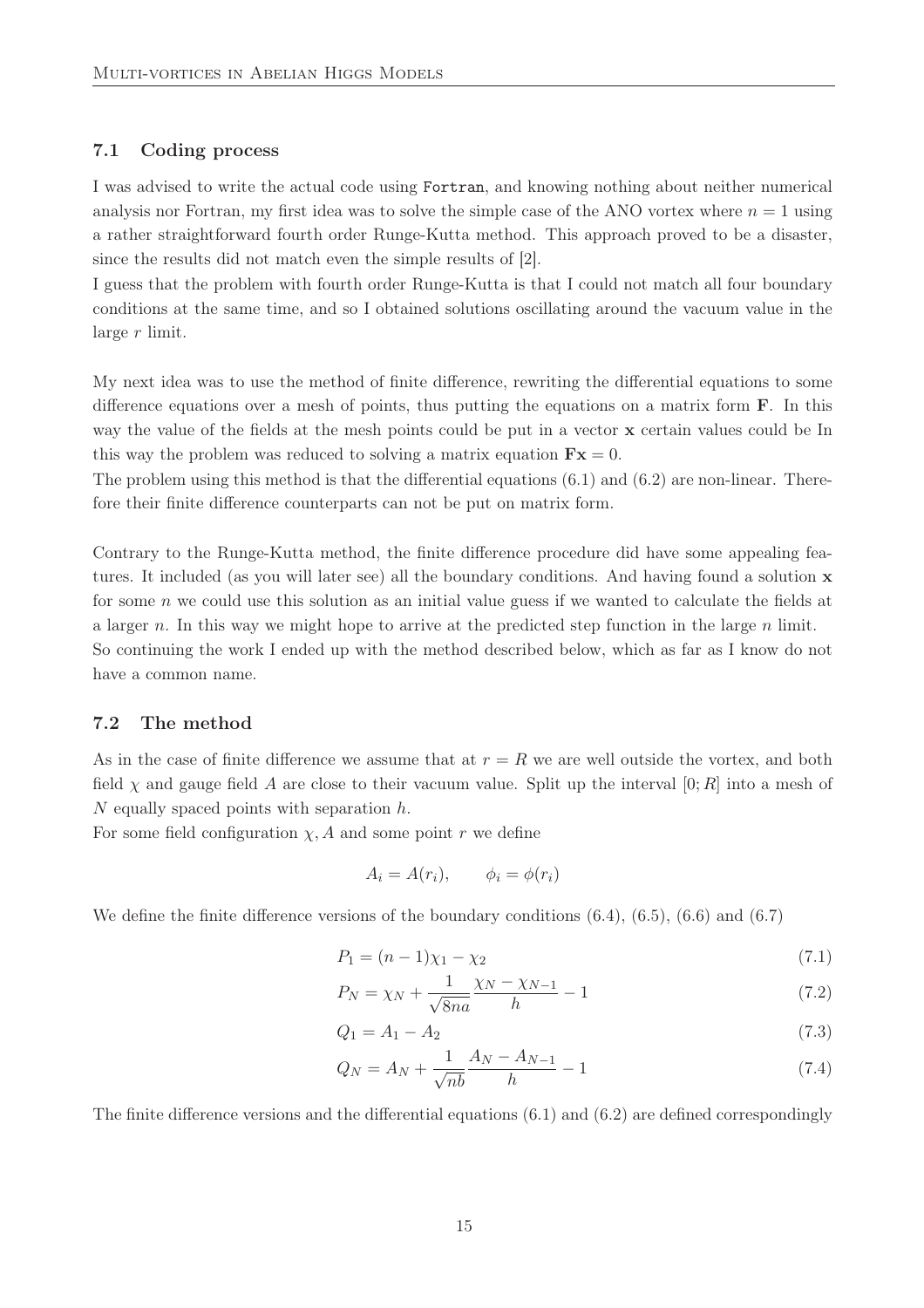### 7.1 Coding process

I was advised to write the actual code using `Fortran`, and knowing nothing about neither numerical analysis nor Fortran, my first idea was to solve the simple case of the ANO vortex where $n = 1$ using a rather straightforward fourth order Runge-Kutta method. This approach proved to be a disaster, since the results did not match even the simple results of [2].

I guess that the problem with fourth order Runge-Kutta is that I could not match all four boundary conditions at the same time, and so I obtained solutions oscillating around the vacuum value in the large $r$ limit.

My next idea was to use the method of finite difference, rewriting the differential equations to some difference equations over a mesh of points, thus putting the equations on a matrix form $\mathbf{F}$. In this way the value of the fields at the mesh points could be put in a vector $\mathbf{x}$ certain values could be In this way the problem was reduced to solving a matrix equation $\mathbf{Fx} = 0$.

The problem using this method is that the differential equations (6.1) and (6.2) are non-linear. Therefore their finite difference counterparts can not be put on matrix form.

Contrary to the Runge-Kutta method, the finite difference procedure did have some appealing features. It included (as you will later see) all the boundary conditions. And having found a solution $\mathbf{x}$ for some $n$ we could use this solution as an initial value guess if we wanted to calculate the fields at a larger $n$. In this way we might hope to arrive at the predicted step function in the large $n$ limit.

So continuing the work I ended up with the method described below, which as far as I know do not have a common name.

### 7.2 The method

As in the case of finite difference we assume that at $r = R$ we are well outside the vortex, and both field $\chi$ and gauge field $A$ are close to their vacuum value. Split up the interval $[0; R]$ into a mesh of $N$ equally spaced points with separation $h$.

For some field configuration $\chi, A$ and some point $r$ we define

$$A_i = A(r_i), \qquad \phi_i = \phi(r_i)$$

We define the finite difference versions of the boundary conditions (6.4), (6.5), (6.6) and (6.7)

$$P_1 = (n-1)\chi_1 - \chi_2 \tag{7.1}$$

$$P_N = \chi_N + \frac{1}{\sqrt{8na}} \frac{\chi_N - \chi_{N-1}}{h} - 1 \tag{7.2}$$

$$Q_1 = A_1 - A_2 \tag{7.3}$$

$$Q_N = A_N + \frac{1}{\sqrt{nb}} \frac{A_N - A_{N-1}}{h} - 1 \tag{7.4}$$

The finite difference versions and the differential equations (6.1) and (6.2) are defined correspondingly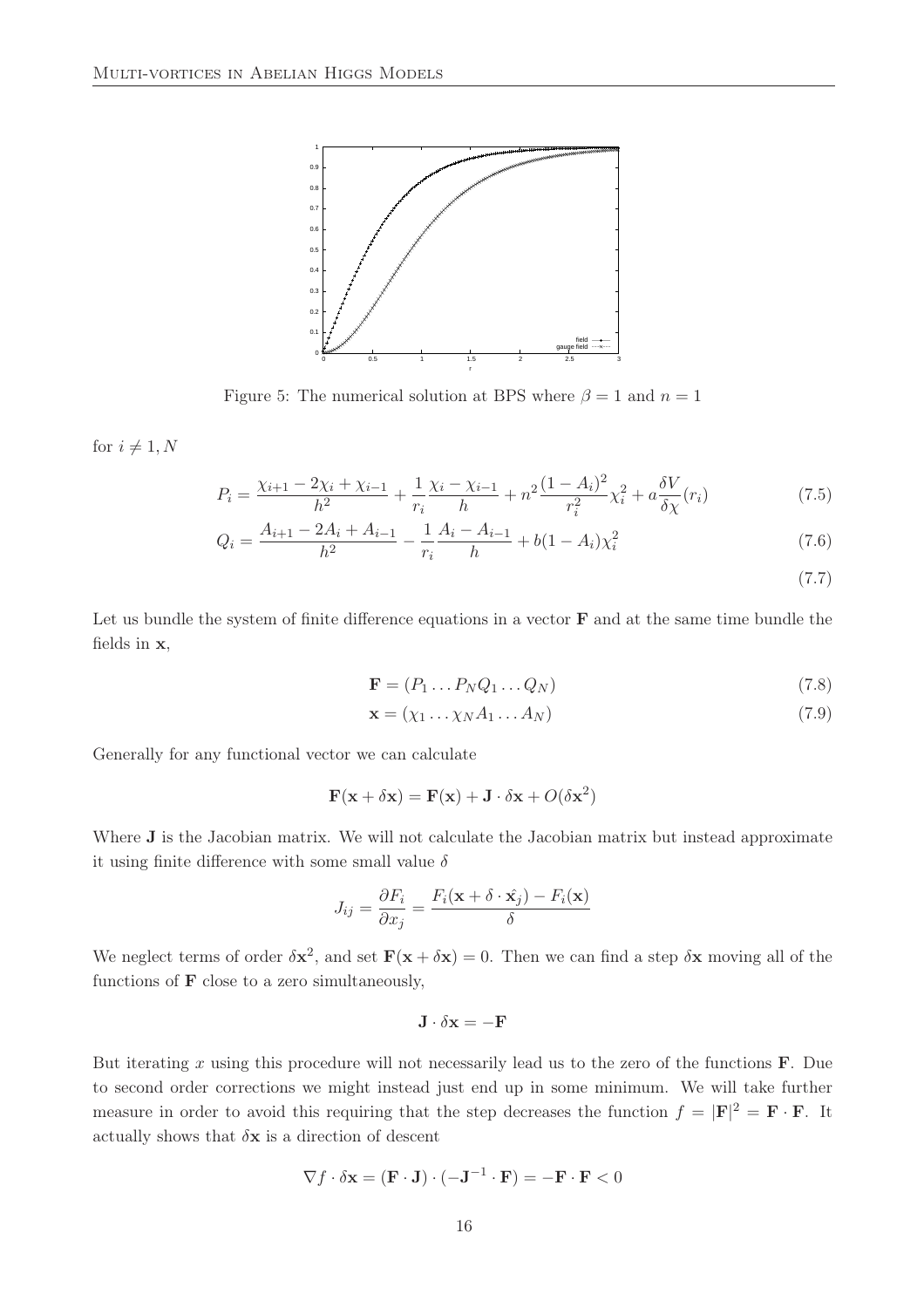Figure 5: The numerical solution at BPS where $\beta = 1$ and $n = 1$

for $i \neq 1, N$

$$P_i = \frac{\chi_{i+1} - 2\chi_i + \chi_{i-1}}{h^2} + \frac{1}{r_i}\frac{\chi_i - \chi_{i-1}}{h} + n^2\frac{(1-A_i)^2}{r_i^2}\chi_i^2 + a\frac{\delta V}{\delta \chi}(r_i) \tag{7.5}$$

$$Q_i = \frac{A_{i+1} - 2A_i + A_{i-1}}{h^2} - \frac{1}{r_i}\frac{A_i - A_{i-1}}{h} + b(1-A_i)\chi_i^2 \tag{7.6}$$

$$\tag{7.7}$$

Let us bundle the system of finite difference equations in a vector $\mathbf{F}$ and at the same time bundle the fields in $\mathbf{x}$,

$$\mathbf{F} = (P_1 \dots P_N Q_1 \dots Q_N) \tag{7.8}$$

$$\mathbf{x} = (\chi_1 \dots \chi_N A_1 \dots A_N) \tag{7.9}$$

Generally for any functional vector we can calculate

$$\mathbf{F}(\mathbf{x} + \delta\mathbf{x}) = \mathbf{F}(\mathbf{x}) + \mathbf{J} \cdot \delta\mathbf{x} + O(\delta\mathbf{x}^2)$$

Where $\mathbf{J}$ is the Jacobian matrix. We will not calculate the Jacobian matrix but instead approximate it using finite difference with some small value $\delta$

$$J_{ij} = \frac{\partial F_i}{\partial x_j} = \frac{F_i(\mathbf{x} + \delta \cdot \hat{x_j}) - F_i(\mathbf{x})}{\delta}$$

We neglect terms of order $\delta\mathbf{x}^2$, and set $\mathbf{F}(\mathbf{x} + \delta\mathbf{x}) = 0$. Then we can find a step $\delta\mathbf{x}$ moving all of the functions of $\mathbf{F}$ close to a zero simultaneously,

$$\mathbf{J} \cdot \delta\mathbf{x} = -\mathbf{F}$$

But iterating $x$ using this procedure will not necessarily lead us to the zero of the functions $\mathbf{F}$. Due to second order corrections we might instead just end up in some minimum. We will take further measure in order to avoid this requiring that the step decreases the function $f = |\mathbf{F}|^2 = \mathbf{F} \cdot \mathbf{F}$. It actually shows that $\delta\mathbf{x}$ is a direction of descent

$$\nabla f \cdot \delta\mathbf{x} = (\mathbf{F} \cdot \mathbf{J}) \cdot (-\mathbf{J}^{-1} \cdot \mathbf{F}) = -\mathbf{F} \cdot \mathbf{F} < 0$$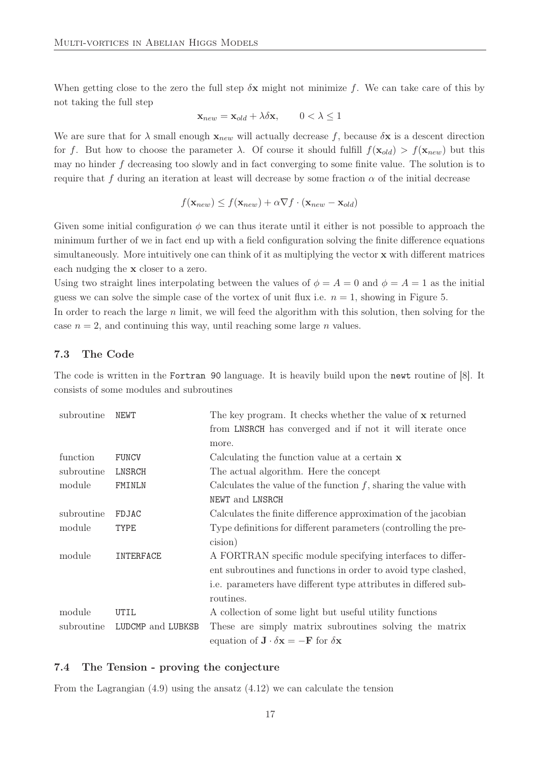When getting close to the zero the full step $\delta\mathbf{x}$ might not minimize $f$. We can take care of this by not taking the full step

$$\mathbf{x}_{new} = \mathbf{x}_{old} + \lambda\delta\mathbf{x}, \qquad 0 < \lambda \leq 1$$

We are sure that for $\lambda$ small enough $\mathbf{x}_{new}$ will actually decrease $f$, because $\delta\mathbf{x}$ is a descent direction for $f$. But how to choose the parameter $\lambda$. Of course it should fulfill $f(\mathbf{x}_{old}) > f(\mathbf{x}_{new})$ but this may no hinder $f$ decreasing too slowly and in fact converging to some finite value. The solution is to require that $f$ during an iteration at least will decrease by some fraction $\alpha$ of the initial decrease

$$f(\mathbf{x}_{new}) \leq f(\mathbf{x}_{new}) + \alpha\nabla f \cdot (\mathbf{x}_{new} - \mathbf{x}_{old})$$

Given some initial configuration $\phi$ we can thus iterate until it either is not possible to approach the minimum further of we in fact end up with a field configuration solving the finite difference equations simultaneously. More intuitively one can think of it as multiplying the vector $\mathbf{x}$ with different matrices each nudging the $\mathbf{x}$ closer to a zero.

Using two straight lines interpolating between the values of $\phi = A = 0$ and $\phi = A = 1$ as the initial guess we can solve the simple case of the vortex of unit flux i.e. $n = 1$, showing in Figure 5.

In order to reach the large $n$ limit, we will feed the algorithm with this solution, then solving for the case $n = 2$, and continuing this way, until reaching some large $n$ values.

### 7.3 The Code

The code is written in the `Fortran 90` language. It is heavily build upon the `newt` routine of [8]. It consists of some modules and subroutines

| | | |
|---|---|---|
| subroutine | `NEWT` | The key program. It checks whether the value of $\mathbf{x}$ returned from `LNSRCH` has converged and if not it will iterate once more. |
| function | `FUNCV` | Calculating the function value at a certain $\mathbf{x}$ |
| subroutine | `LNSRCH` | The actual algorithm. Here the concept |
| module | `FMINLN` | Calculates the value of the function $f$, sharing the value with `NEWT` and `LNSRCH` |
| subroutine | `FDJAC` | Calculates the finite difference approximation of the jacobian |
| module | `TYPE` | Type definitions for different parameters (controlling the precision) |
| module | `INTERFACE` | A FORTRAN specific module specifying interfaces to different subroutines and functions in order to avoid type clashed, i.e. parameters have different type attributes in differed subroutines. |
| module | `UTIL` | A collection of some light but useful utility functions |
| subroutine | `LUDCMP` and `LUBKSB` | These are simply matrix subroutines solving the matrix equation of $\mathbf{J} \cdot \delta\mathbf{x} = -\mathbf{F}$ for $\delta\mathbf{x}$ |

### 7.4 The Tension - proving the conjecture

From the Lagrangian (4.9) using the ansatz (4.12) we can calculate the tension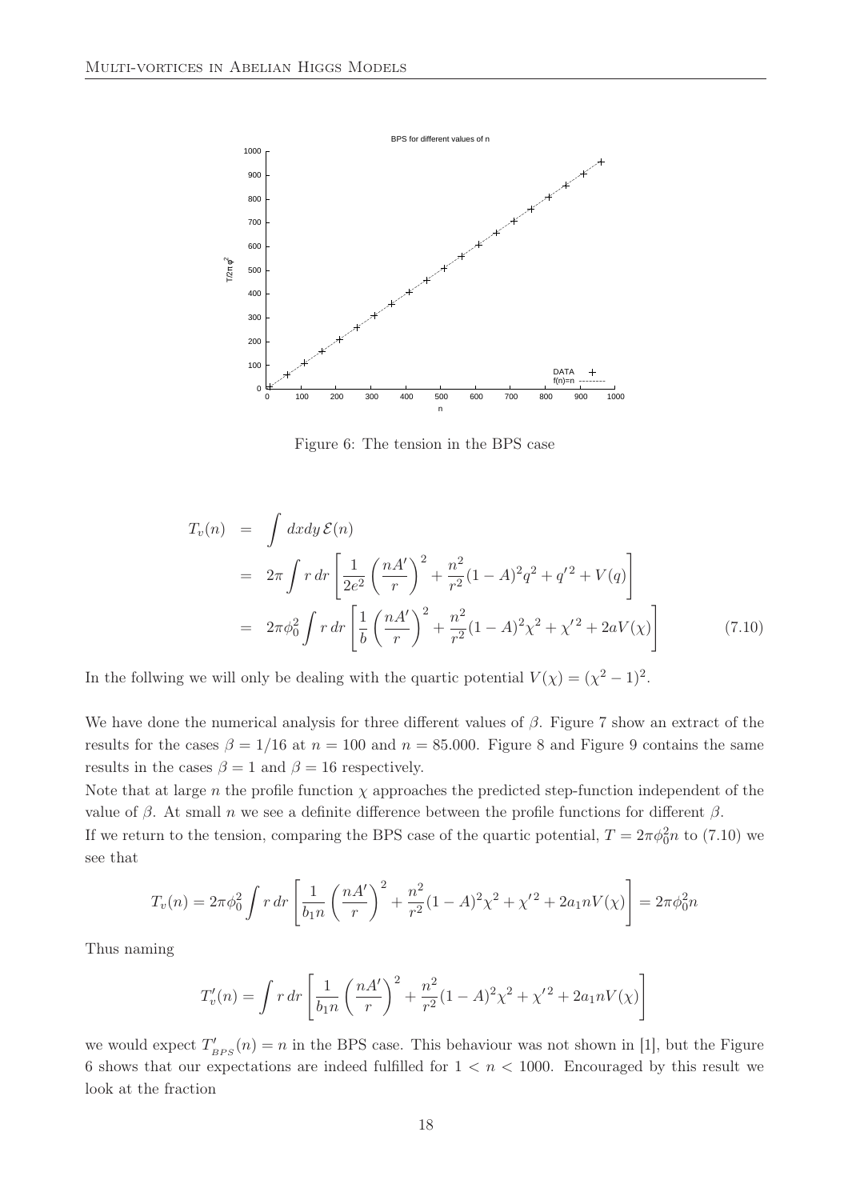Figure 6: The tension in the BPS case

$$
\begin{aligned}
T_v(n) &= \int dxdy\, \mathcal{E}(n) \\
&= 2\pi \int r\, dr \left[ \frac{1}{2e^2} \left( \frac{nA'}{r} \right)^2 + \frac{n^2}{r^2}(1-A)^2 q^2 + q'^2 + V(q) \right] \\
&= 2\pi\phi_0^2 \int r\, dr \left[ \frac{1}{b} \left( \frac{nA'}{r} \right)^2 + \frac{n^2}{r^2}(1-A)^2 \chi^2 + \chi'^2 + 2aV(\chi) \right] \qquad (7.10)
\end{aligned}
$$

In the follwing we will only be dealing with the quartic potential $V(\chi) = (\chi^2 - 1)^2$.

We have done the numerical analysis for three different values of $\beta$. Figure 7 show an extract of the results for the cases $\beta = 1/16$ at $n = 100$ and $n = 85.000$. Figure 8 and Figure 9 contains the same results in the cases $\beta = 1$ and $\beta = 16$ respectively.

Note that at large $n$ the profile function $\chi$ approaches the predicted step-function independent of the value of $\beta$. At small $n$ we see a definite difference between the profile functions for different $\beta$.

If we return to the tension, comparing the BPS case of the quartic potential, $T = 2\pi\phi_0^2 n$ to (7.10) we see that

$$
T_v(n) = 2\pi\phi_0^2 \int r\, dr \left[ \frac{1}{b_1 n} \left( \frac{nA'}{r} \right)^2 + \frac{n^2}{r^2}(1-A)^2 \chi^2 + \chi'^2 + 2a_1 n V(\chi) \right] = 2\pi\phi_0^2 n
$$

Thus naming

$$
T'_v(n) = \int r\, dr \left[ \frac{1}{b_1 n} \left( \frac{nA'}{r} \right)^2 + \frac{n^2}{r^2}(1-A)^2 \chi^2 + \chi'^2 + 2a_1 n V(\chi) \right]
$$

we would expect $T'_{v_{BPS}}(n) = n$ in the BPS case. This behaviour was not shown in [1], but the Figure 6 shows that our expectations are indeed fulfilled for $1 < n < 1000$. Encouraged by this result we look at the fraction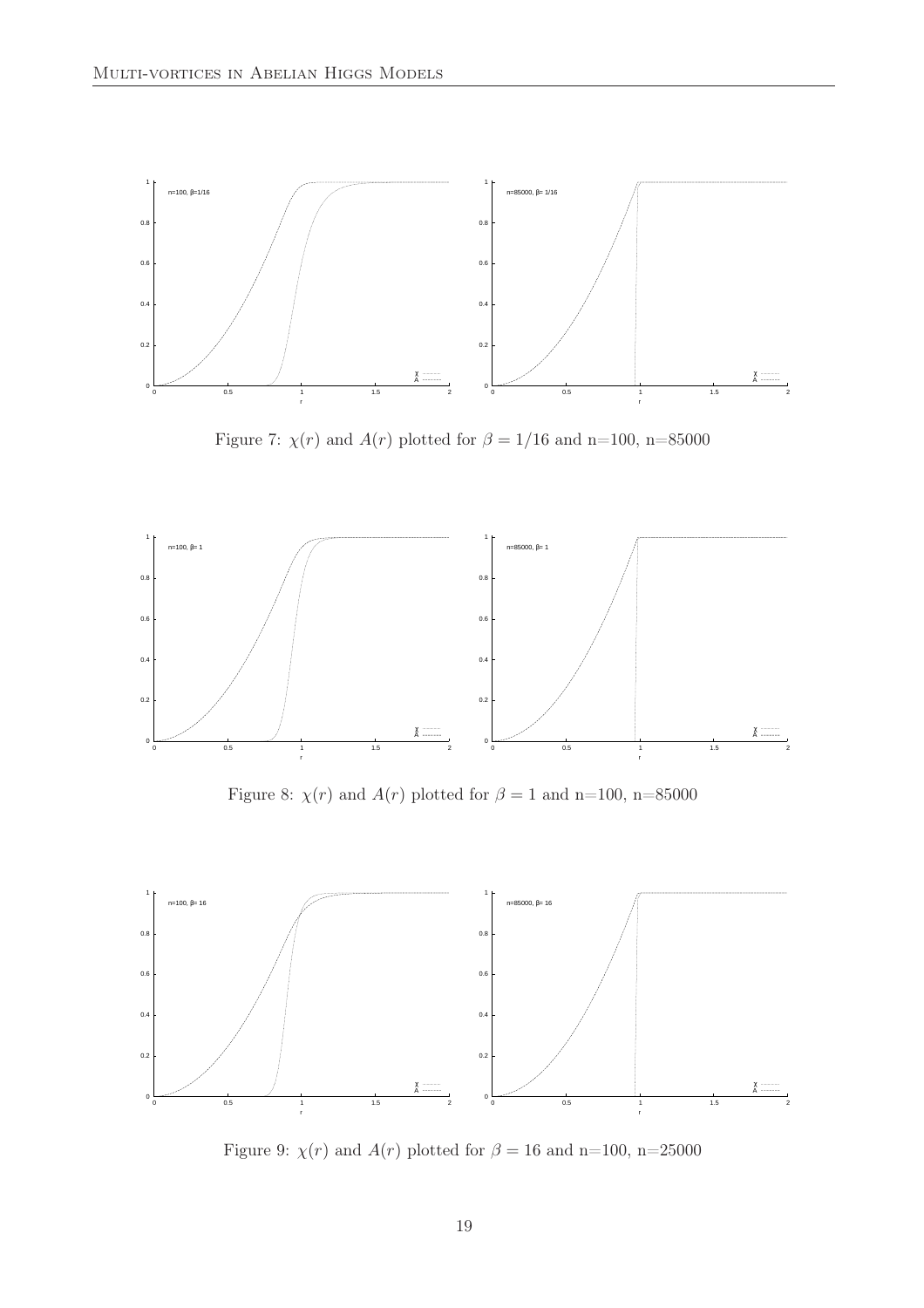Figure 7: $\chi(r)$ and $A(r)$ plotted for $\beta = 1/16$ and n=100, n=85000

Figure 8: $\chi(r)$ and $A(r)$ plotted for $\beta = 1$ and n=100, n=85000

Figure 9: $\chi(r)$ and $A(r)$ plotted for $\beta = 16$ and n=100, n=25000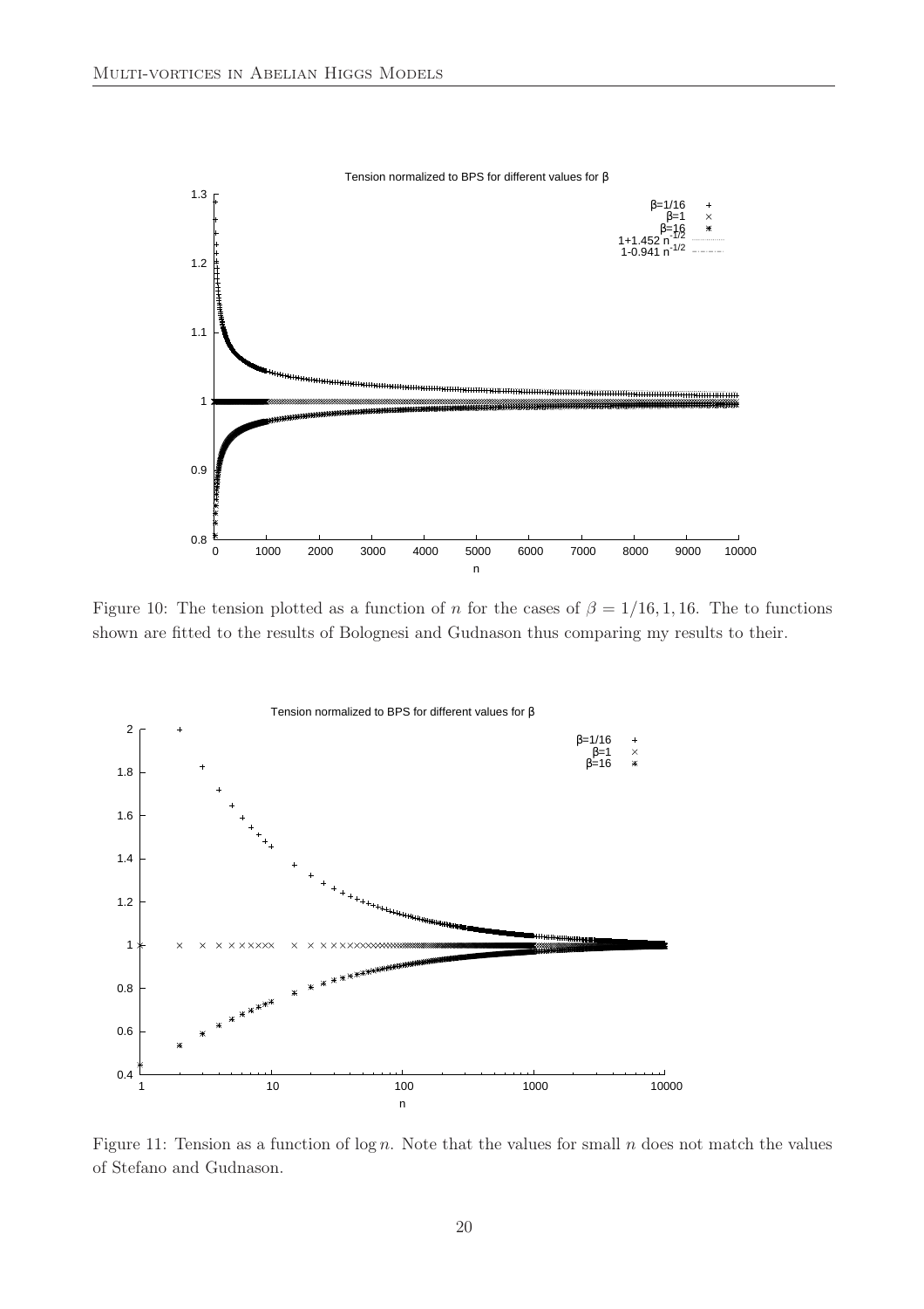Figure 10: The tension plotted as a function of $n$ for the cases of $\beta = 1/16, 1, 16$. The to functions shown are fitted to the results of Bolognesi and Gudnason thus comparing my results to their.

Figure 11: Tension as a function of $\log n$. Note that the values for small $n$ does not match the values of Stefano and Gudnason.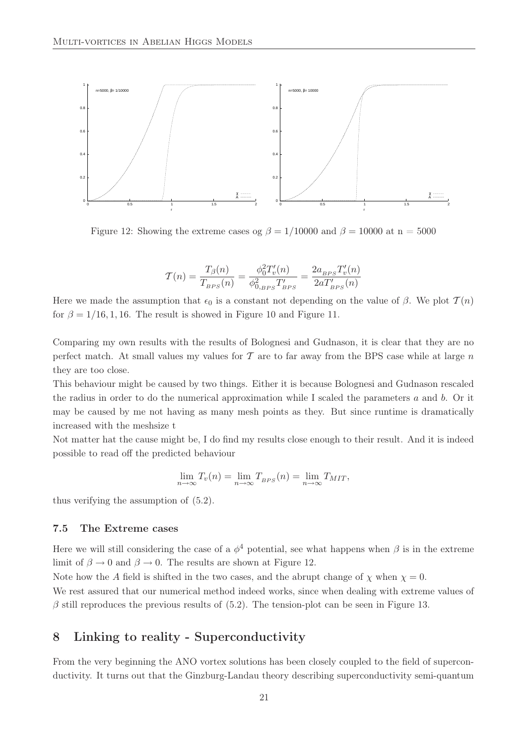Figure 12: Showing the extreme cases og $\beta = 1/10000$ and $\beta = 10000$ at n = 5000

$$\mathcal{T}(n) = \frac{T_\beta(n)}{T_{_{BPS}}(n)} = \frac{\phi_0^2 T_v'(n)}{\phi_{0,_{BPS}}^2 T_{_{BPS}}'} = \frac{2a_{_{BPS}} T_v'(n)}{2a T_{_{BPS}}'(n)}$$

Here we made the assumption that $\epsilon_0$ is a constant not depending on the value of $\beta$. We plot $\mathcal{T}(n)$ for $\beta = 1/16, 1, 16$. The result is showed in Figure 10 and Figure 11.

Comparing my own results with the results of Bolognesi and Gudnason, it is clear that they are no perfect match. At small values my values for $\mathcal{T}$ are to far away from the BPS case while at large $n$ they are too close.

This behaviour might be caused by two things. Either it is because Bolognesi and Gudnason rescaled the radius in order to do the numerical approximation while I scaled the parameters $a$ and $b$. Or it may be caused by me not having as many mesh points as they. But since runtime is dramatically increased with the meshsize t

Not matter hat the cause might be, I do find my results close enough to their result. And it is indeed possible to read off the predicted behaviour

$$\lim_{n\to\infty} T_v(n) = \lim_{n\to\infty} T_{_{BPS}}(n) = \lim_{n\to\infty} T_{MIT},$$

thus verifying the assumption of (5.2).

### 7.5 The Extreme cases

Here we will still considering the case of a $\phi^4$ potential, see what happens when $\beta$ is in the extreme limit of $\beta \to 0$ and $\beta \to 0$. The results are shown at Figure 12.

Note how the $A$ field is shifted in the two cases, and the abrupt change of $\chi$ when $\chi = 0$.

We rest assured that our numerical method indeed works, since when dealing with extreme values of $\beta$ still reproduces the previous results of (5.2). The tension-plot can be seen in Figure 13.

## 8 Linking to reality - Superconductivity

From the very beginning the ANO vortex solutions has been closely coupled to the field of superconductivity. It turns out that the Ginzburg-Landau theory describing superconductivity semi-quantum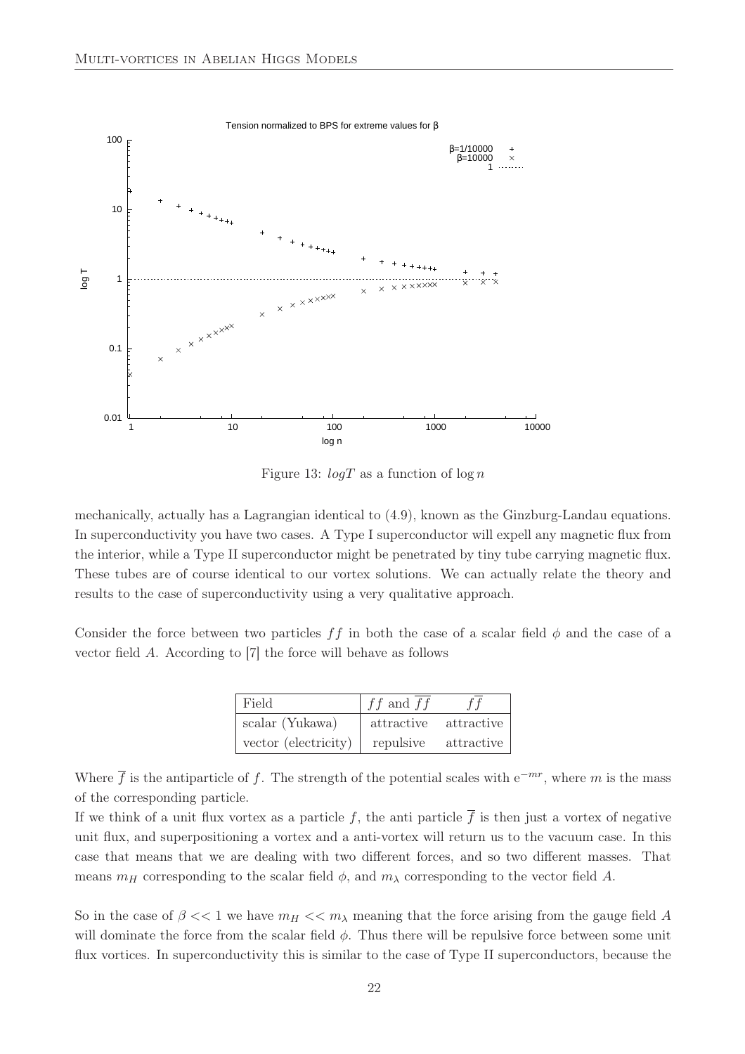Figure 13: $logT$ as a function of $\log n$

mechanically, actually has a Lagrangian identical to (4.9), known as the Ginzburg-Landau equations. In superconductivity you have two cases. A Type I superconductor will expell any magnetic flux from the interior, while a Type II superconductor might be penetrated by tiny tube carrying magnetic flux. These tubes are of course identical to our vortex solutions. We can actually relate the theory and results to the case of superconductivity using a very qualitative approach.

Consider the force between two particles $ff$ in both the case of a scalar field $\phi$ and the case of a vector field $A$. According to [7] the force will behave as follows

| Field | $ff$ and $\overline{f}\overline{f}$ | $f\overline{f}$ |
|---|---|---|
| scalar (Yukawa) | attractive | attractive |
| vector (electricity) | repulsive | attractive |

Where $\overline{f}$ is the antiparticle of $f$. The strength of the potential scales with $e^{-mr}$, where $m$ is the mass of the corresponding particle.

If we think of a unit flux vortex as a particle $f$, the anti particle $\overline{f}$ is then just a vortex of negative unit flux, and superpositioning a vortex and a anti-vortex will return us to the vacuum case. In this case that means that we are dealing with two different forces, and so two different masses. That means $m_H$ corresponding to the scalar field $\phi$, and $m_\lambda$ corresponding to the vector field $A$.

So in the case of $\beta << 1$ we have $m_H << m_\lambda$ meaning that the force arising from the gauge field $A$ will dominate the force from the scalar field $\phi$. Thus there will be repulsive force between some unit flux vortices. In superconductivity this is similar to the case of Type II superconductors, because the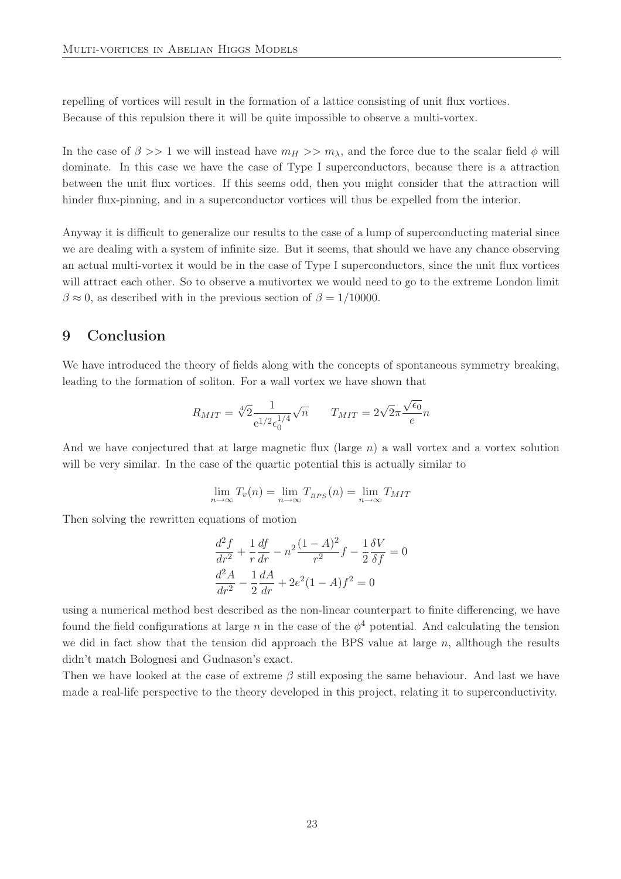repelling of vortices will result in the formation of a lattice consisting of unit flux vortices. Because of this repulsion there it will be quite impossible to observe a multi-vortex.

In the case of $\beta >> 1$ we will instead have $m_H >> m_\lambda$, and the force due to the scalar field $\phi$ will dominate. In this case we have the case of Type I superconductors, because there is a attraction between the unit flux vortices. If this seems odd, then you might consider that the attraction will hinder flux-pinning, and in a superconductor vortices will thus be expelled from the interior.

Anyway it is difficult to generalize our results to the case of a lump of superconducting material since we are dealing with a system of infinite size. But it seems, that should we have any chance observing an actual multi-vortex it would be in the case of Type I superconductors, since the unit flux vortices will attract each other. So to observe a mutivortex we would need to go to the extreme London limit $\beta \approx 0$, as described with in the previous section of $\beta = 1/10000$.

## 9 Conclusion

We have introduced the theory of fields along with the concepts of spontaneous symmetry breaking, leading to the formation of soliton. For a wall vortex we have shown that

$$R_{MIT} = \sqrt[4]{2}\frac{1}{e^{1/2}\epsilon_0^{1/4}}\sqrt{n} \qquad T_{MIT} = 2\sqrt{2}\pi\frac{\sqrt{\epsilon_0}}{e}n$$

And we have conjectured that at large magnetic flux (large $n$) a wall vortex and a vortex solution will be very similar. In the case of the quartic potential this is actually similar to

$$\lim_{n\to\infty} T_v(n) = \lim_{n\to\infty} T_{_{BPS}}(n) = \lim_{n\to\infty} T_{MIT}$$

Then solving the rewritten equations of motion

$$\frac{d^2f}{dr^2} + \frac{1}{r}\frac{df}{dr} - n^2\frac{(1-A)^2}{r^2}f - \frac{1}{2}\frac{\delta V}{\delta f} = 0$$
$$\frac{d^2A}{dr^2} - \frac{1}{2}\frac{dA}{dr} + 2e^2(1-A)f^2 = 0$$

using a numerical method best described as the non-linear counterpart to finite differencing, we have found the field configurations at large $n$ in the case of the $\phi^4$ potential. And calculating the tension we did in fact show that the tension did approach the BPS value at large $n$, allthough the results didn't match Bolognesi and Gudnason's exact.

Then we have looked at the case of extreme $\beta$ still exposing the same behaviour. And last we have made a real-life perspective to the theory developed in this project, relating it to superconductivity.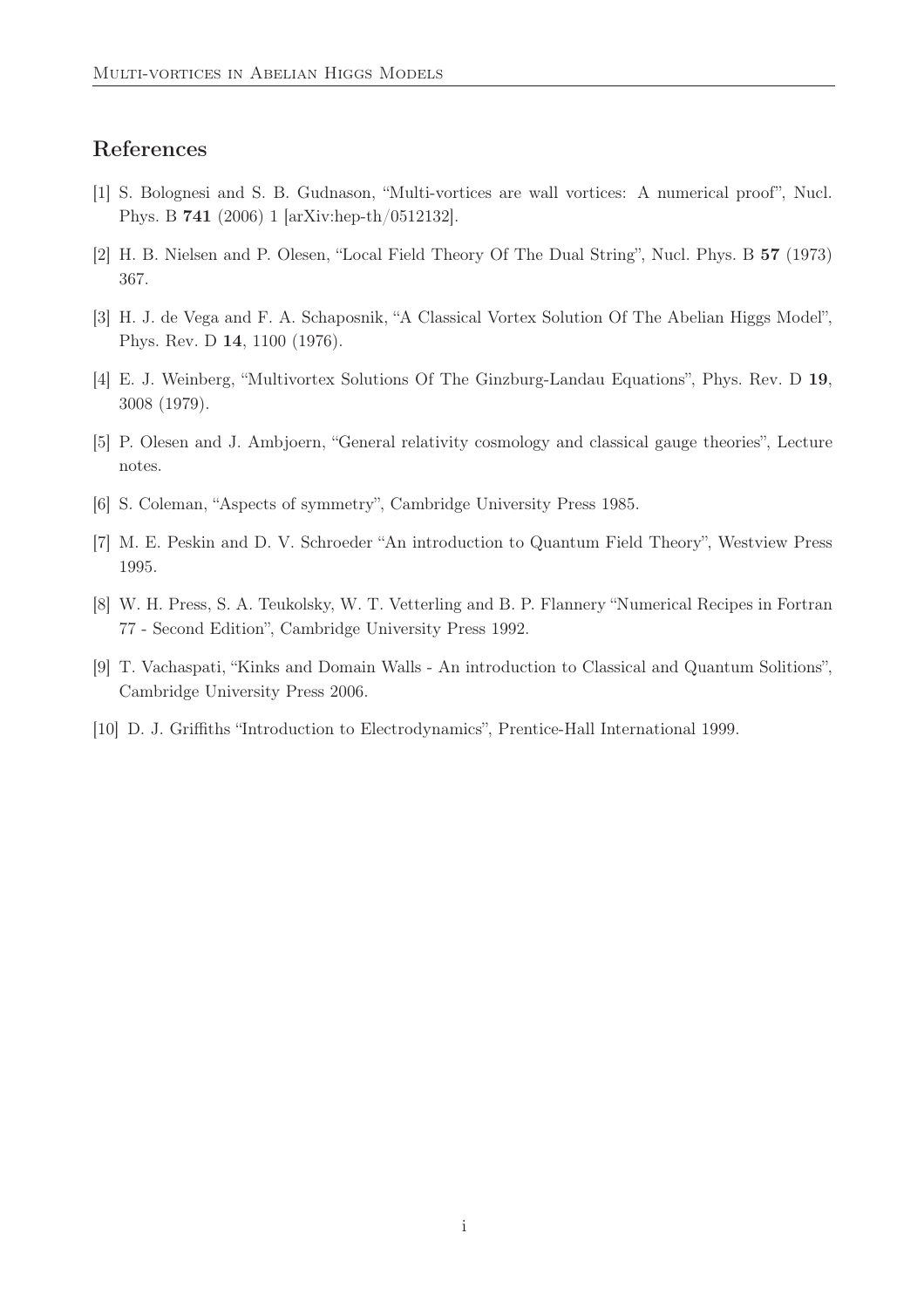## References

[1] S. Bolognesi and S. B. Gudnason, "Multi-vortices are wall vortices: A numerical proof", Nucl. Phys. B **741** (2006) 1 [arXiv:hep-th/0512132].

[2] H. B. Nielsen and P. Olesen, "Local Field Theory Of The Dual String", Nucl. Phys. B **57** (1973) 367.

[3] H. J. de Vega and F. A. Schaposnik, "A Classical Vortex Solution Of The Abelian Higgs Model", Phys. Rev. D **14**, 1100 (1976).

[4] E. J. Weinberg, "Multivortex Solutions Of The Ginzburg-Landau Equations", Phys. Rev. D **19**, 3008 (1979).

[5] P. Olesen and J. Ambjoern, "General relativity cosmology and classical gauge theories", Lecture notes.

[6] S. Coleman, "Aspects of symmetry", Cambridge University Press 1985.

[7] M. E. Peskin and D. V. Schroeder "An introduction to Quantum Field Theory", Westview Press 1995.

[8] W. H. Press, S. A. Teukolsky, W. T. Vetterling and B. P. Flannery "Numerical Recipes in Fortran 77 - Second Edition", Cambridge University Press 1992.

[9] T. Vachaspati, "Kinks and Domain Walls - An introduction to Classical and Quantum Solitions", Cambridge University Press 2006.

[10] D. J. Griffiths "Introduction to Electrodynamics", Prentice-Hall International 1999.